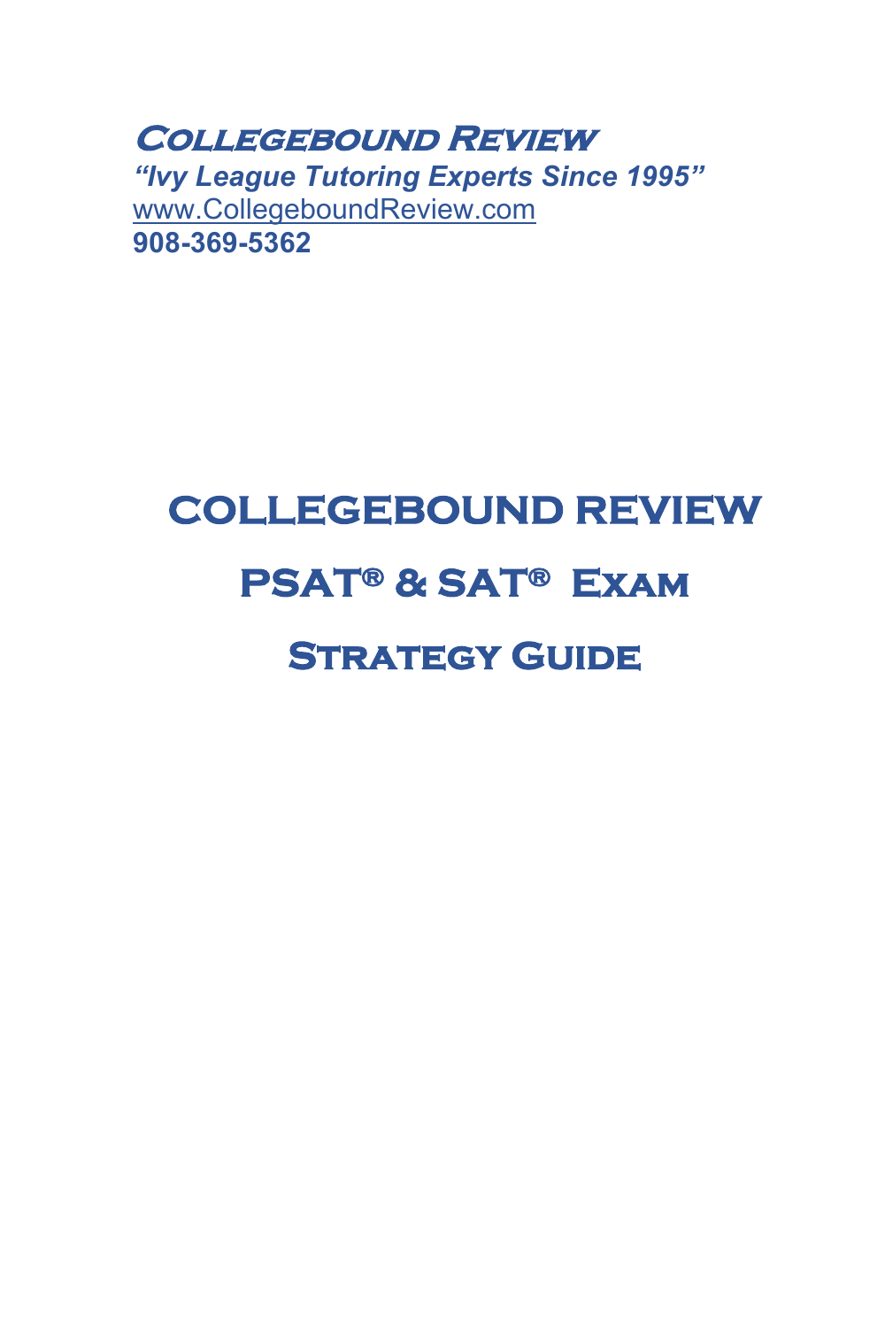**Collegebound Review**

***"Ivy League Tutoring Experts Since 1995"***

www.CollegeboundReview.com

**908-369-5362**

# COLLEGEBOUND REVIEW

# PSAT® & SAT® Exam

# Strategy Guide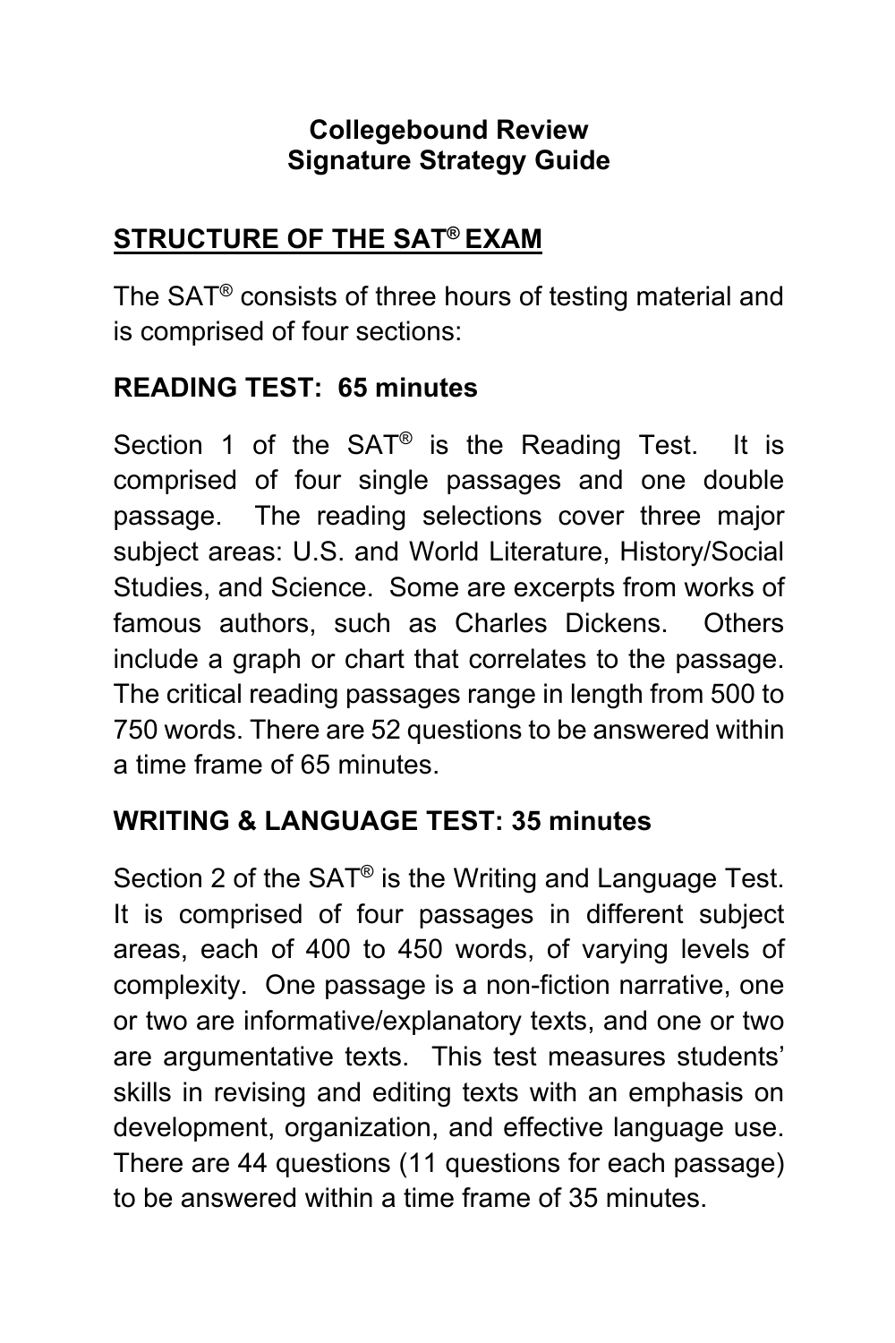**Collegebound Review**
**Signature Strategy Guide**

## STRUCTURE OF THE SAT® EXAM

The SAT® consists of three hours of testing material and is comprised of four sections:

### READING TEST: 65 minutes

Section 1 of the SAT® is the Reading Test. It is comprised of four single passages and one double passage. The reading selections cover three major subject areas: U.S. and World Literature, History/Social Studies, and Science. Some are excerpts from works of famous authors, such as Charles Dickens. Others include a graph or chart that correlates to the passage. The critical reading passages range in length from 500 to 750 words. There are 52 questions to be answered within a time frame of 65 minutes.

### WRITING & LANGUAGE TEST: 35 minutes

Section 2 of the SAT® is the Writing and Language Test. It is comprised of four passages in different subject areas, each of 400 to 450 words, of varying levels of complexity. One passage is a non-fiction narrative, one or two are informative/explanatory texts, and one or two are argumentative texts. This test measures students' skills in revising and editing texts with an emphasis on development, organization, and effective language use. There are 44 questions (11 questions for each passage) to be answered within a time frame of 35 minutes.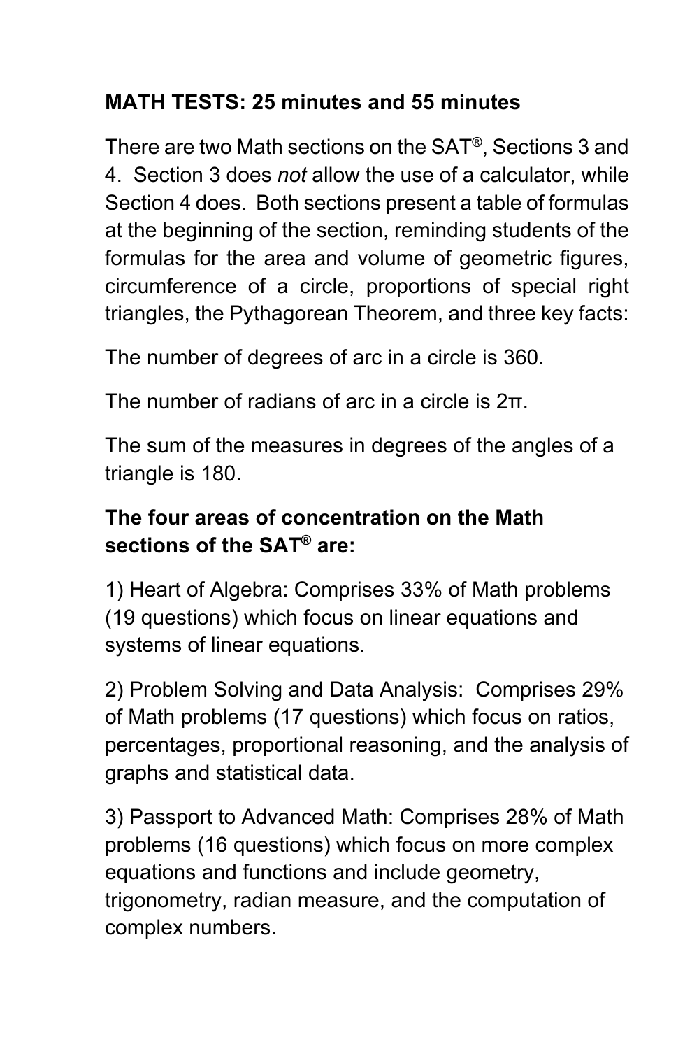**MATH TESTS: 25 minutes and 55 minutes**

There are two Math sections on the SAT®, Sections 3 and 4. Section 3 does *not* allow the use of a calculator, while Section 4 does. Both sections present a table of formulas at the beginning of the section, reminding students of the formulas for the area and volume of geometric figures, circumference of a circle, proportions of special right triangles, the Pythagorean Theorem, and three key facts:

The number of degrees of arc in a circle is 360.

The number of radians of arc in a circle is 2π.

The sum of the measures in degrees of the angles of a triangle is 180.

**The four areas of concentration on the Math sections of the SAT® are:**

1) Heart of Algebra: Comprises 33% of Math problems (19 questions) which focus on linear equations and systems of linear equations.

2) Problem Solving and Data Analysis: Comprises 29% of Math problems (17 questions) which focus on ratios, percentages, proportional reasoning, and the analysis of graphs and statistical data.

3) Passport to Advanced Math: Comprises 28% of Math problems (16 questions) which focus on more complex equations and functions and include geometry, trigonometry, radian measure, and the computation of complex numbers.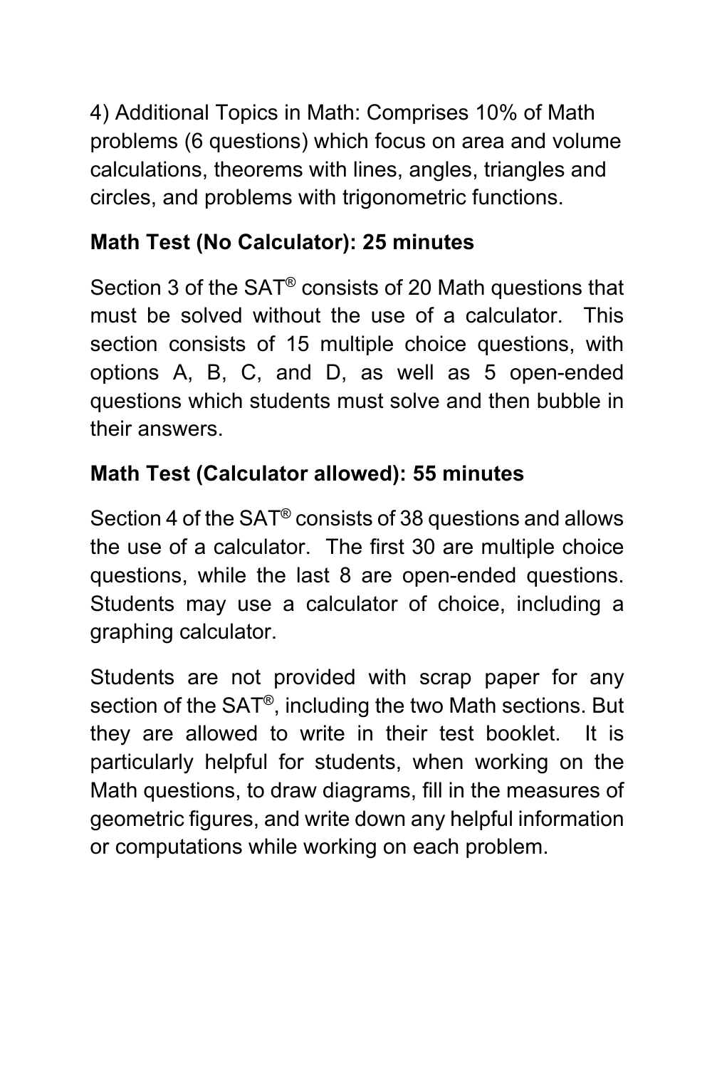4) Additional Topics in Math: Comprises 10% of Math problems (6 questions) which focus on area and volume calculations, theorems with lines, angles, triangles and circles, and problems with trigonometric functions.

**Math Test (No Calculator): 25 minutes**

Section 3 of the SAT® consists of 20 Math questions that must be solved without the use of a calculator. This section consists of 15 multiple choice questions, with options A, B, C, and D, as well as 5 open-ended questions which students must solve and then bubble in their answers.

**Math Test (Calculator allowed): 55 minutes**

Section 4 of the SAT® consists of 38 questions and allows the use of a calculator. The first 30 are multiple choice questions, while the last 8 are open-ended questions. Students may use a calculator of choice, including a graphing calculator.

Students are not provided with scrap paper for any section of the SAT®, including the two Math sections. But they are allowed to write in their test booklet. It is particularly helpful for students, when working on the Math questions, to draw diagrams, fill in the measures of geometric figures, and write down any helpful information or computations while working on each problem.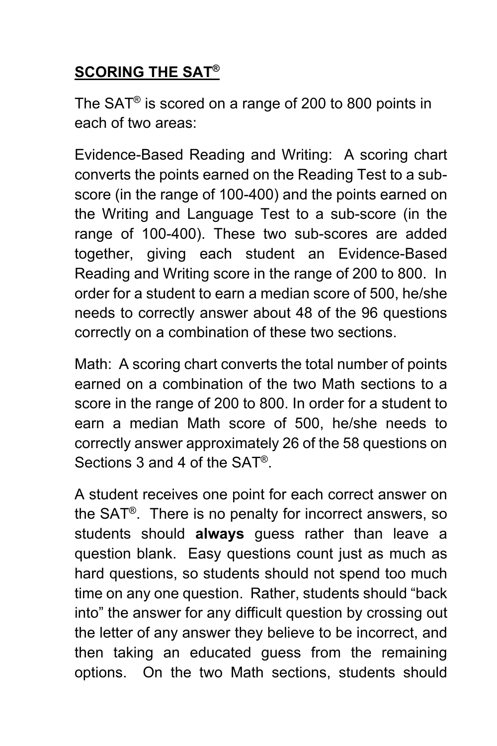## **SCORING THE SAT®**

The SAT® is scored on a range of 200 to 800 points in each of two areas:

Evidence-Based Reading and Writing: A scoring chart converts the points earned on the Reading Test to a sub-score (in the range of 100-400) and the points earned on the Writing and Language Test to a sub-score (in the range of 100-400). These two sub-scores are added together, giving each student an Evidence-Based Reading and Writing score in the range of 200 to 800. In order for a student to earn a median score of 500, he/she needs to correctly answer about 48 of the 96 questions correctly on a combination of these two sections.

Math: A scoring chart converts the total number of points earned on a combination of the two Math sections to a score in the range of 200 to 800. In order for a student to earn a median Math score of 500, he/she needs to correctly answer approximately 26 of the 58 questions on Sections 3 and 4 of the SAT®.

A student receives one point for each correct answer on the SAT®. There is no penalty for incorrect answers, so students should **always** guess rather than leave a question blank. Easy questions count just as much as hard questions, so students should not spend too much time on any one question. Rather, students should "back into" the answer for any difficult question by crossing out the letter of any answer they believe to be incorrect, and then taking an educated guess from the remaining options. On the two Math sections, students should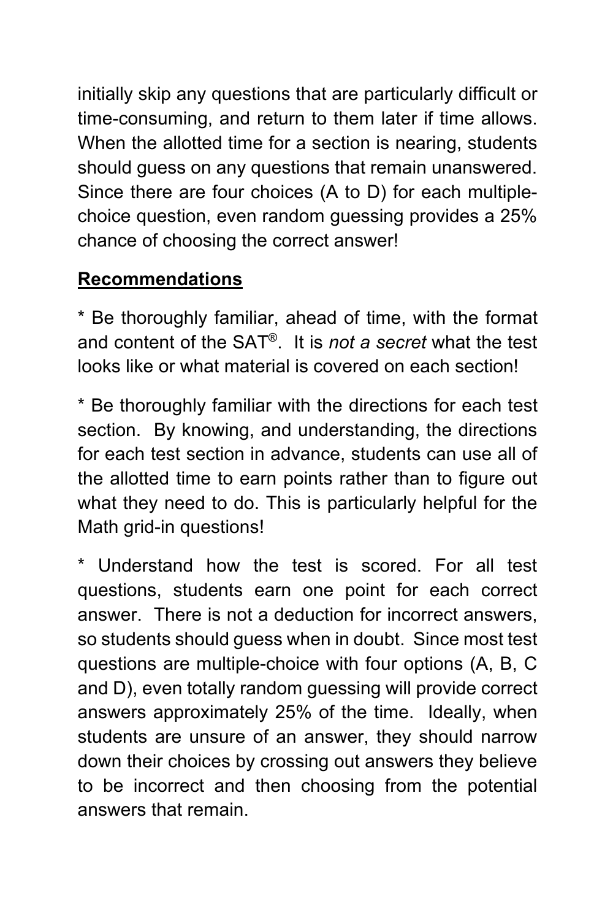initially skip any questions that are particularly difficult or time-consuming, and return to them later if time allows. When the allotted time for a section is nearing, students should guess on any questions that remain unanswered. Since there are four choices (A to D) for each multiple-choice question, even random guessing provides a 25% chance of choosing the correct answer!

**<u>Recommendations</u>**

* Be thoroughly familiar, ahead of time, with the format and content of the SAT®. It is *not a secret* what the test looks like or what material is covered on each section!

* Be thoroughly familiar with the directions for each test section. By knowing, and understanding, the directions for each test section in advance, students can use all of the allotted time to earn points rather than to figure out what they need to do. This is particularly helpful for the Math grid-in questions!

* Understand how the test is scored. For all test questions, students earn one point for each correct answer. There is not a deduction for incorrect answers, so students should guess when in doubt. Since most test questions are multiple-choice with four options (A, B, C and D), even totally random guessing will provide correct answers approximately 25% of the time. Ideally, when students are unsure of an answer, they should narrow down their choices by crossing out answers they believe to be incorrect and then choosing from the potential answers that remain.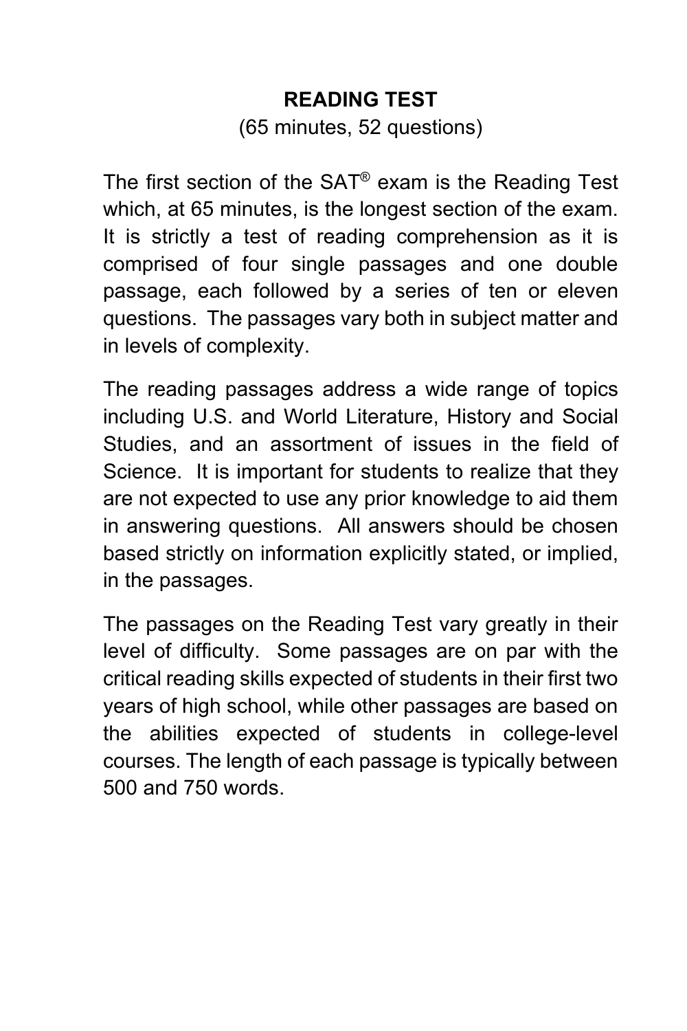# READING TEST

(65 minutes, 52 questions)

The first section of the SAT® exam is the Reading Test which, at 65 minutes, is the longest section of the exam. It is strictly a test of reading comprehension as it is comprised of four single passages and one double passage, each followed by a series of ten or eleven questions. The passages vary both in subject matter and in levels of complexity.

The reading passages address a wide range of topics including U.S. and World Literature, History and Social Studies, and an assortment of issues in the field of Science. It is important for students to realize that they are not expected to use any prior knowledge to aid them in answering questions. All answers should be chosen based strictly on information explicitly stated, or implied, in the passages.

The passages on the Reading Test vary greatly in their level of difficulty. Some passages are on par with the critical reading skills expected of students in their first two years of high school, while other passages are based on the abilities expected of students in college-level courses. The length of each passage is typically between 500 and 750 words.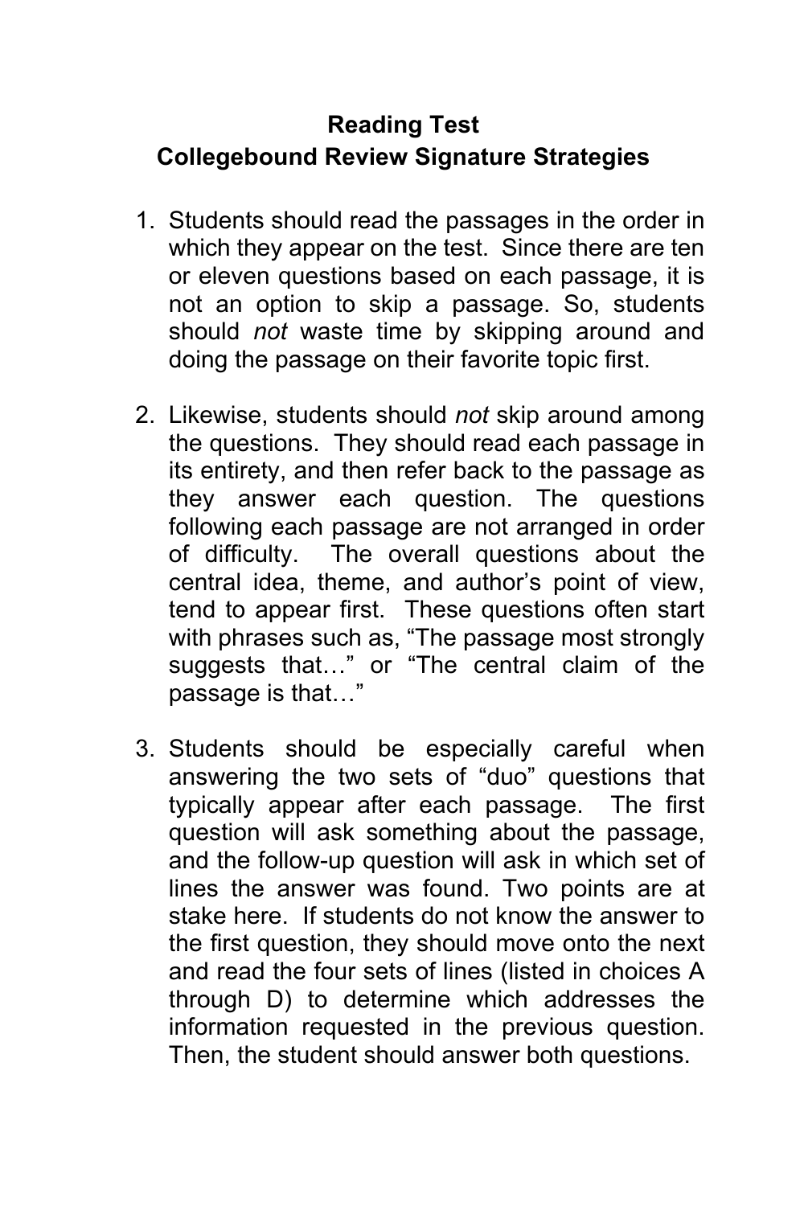**Reading Test**
**Collegebound Review Signature Strategies**

1. Students should read the passages in the order in which they appear on the test. Since there are ten or eleven questions based on each passage, it is not an option to skip a passage. So, students should *not* waste time by skipping around and doing the passage on their favorite topic first.

2. Likewise, students should *not* skip around among the questions. They should read each passage in its entirety, and then refer back to the passage as they answer each question. The questions following each passage are not arranged in order of difficulty. The overall questions about the central idea, theme, and author's point of view, tend to appear first. These questions often start with phrases such as, "The passage most strongly suggests that…" or "The central claim of the passage is that…"

3. Students should be especially careful when answering the two sets of "duo" questions that typically appear after each passage. The first question will ask something about the passage, and the follow-up question will ask in which set of lines the answer was found. Two points are at stake here. If students do not know the answer to the first question, they should move onto the next and read the four sets of lines (listed in choices A through D) to determine which addresses the information requested in the previous question. Then, the student should answer both questions.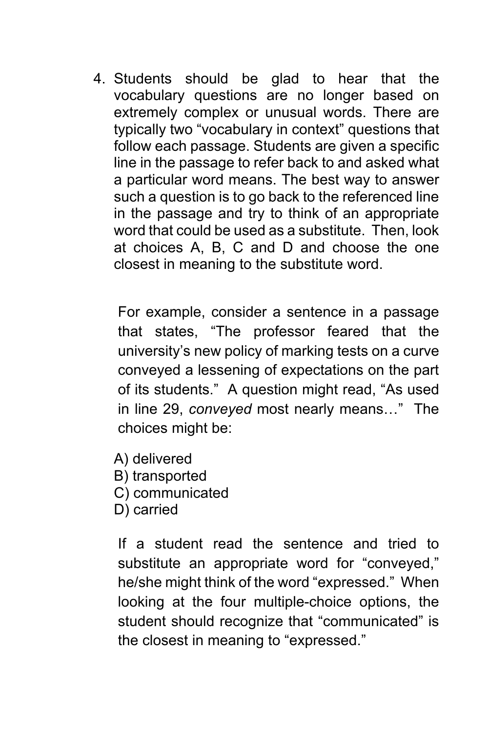4. Students should be glad to hear that the vocabulary questions are no longer based on extremely complex or unusual words. There are typically two “vocabulary in context” questions that follow each passage. Students are given a specific line in the passage to refer back to and asked what a particular word means. The best way to answer such a question is to go back to the referenced line in the passage and try to think of an appropriate word that could be used as a substitute. Then, look at choices A, B, C and D and choose the one closest in meaning to the substitute word.

   For example, consider a sentence in a passage that states, “The professor feared that the university’s new policy of marking tests on a curve conveyed a lessening of expectations on the part of its students.” A question might read, “As used in line 29, *conveyed* most nearly means…” The choices might be:

   A) delivered
   B) transported
   C) communicated
   D) carried

   If a student read the sentence and tried to substitute an appropriate word for “conveyed,” he/she might think of the word “expressed.” When looking at the four multiple-choice options, the student should recognize that “communicated” is the closest in meaning to “expressed.”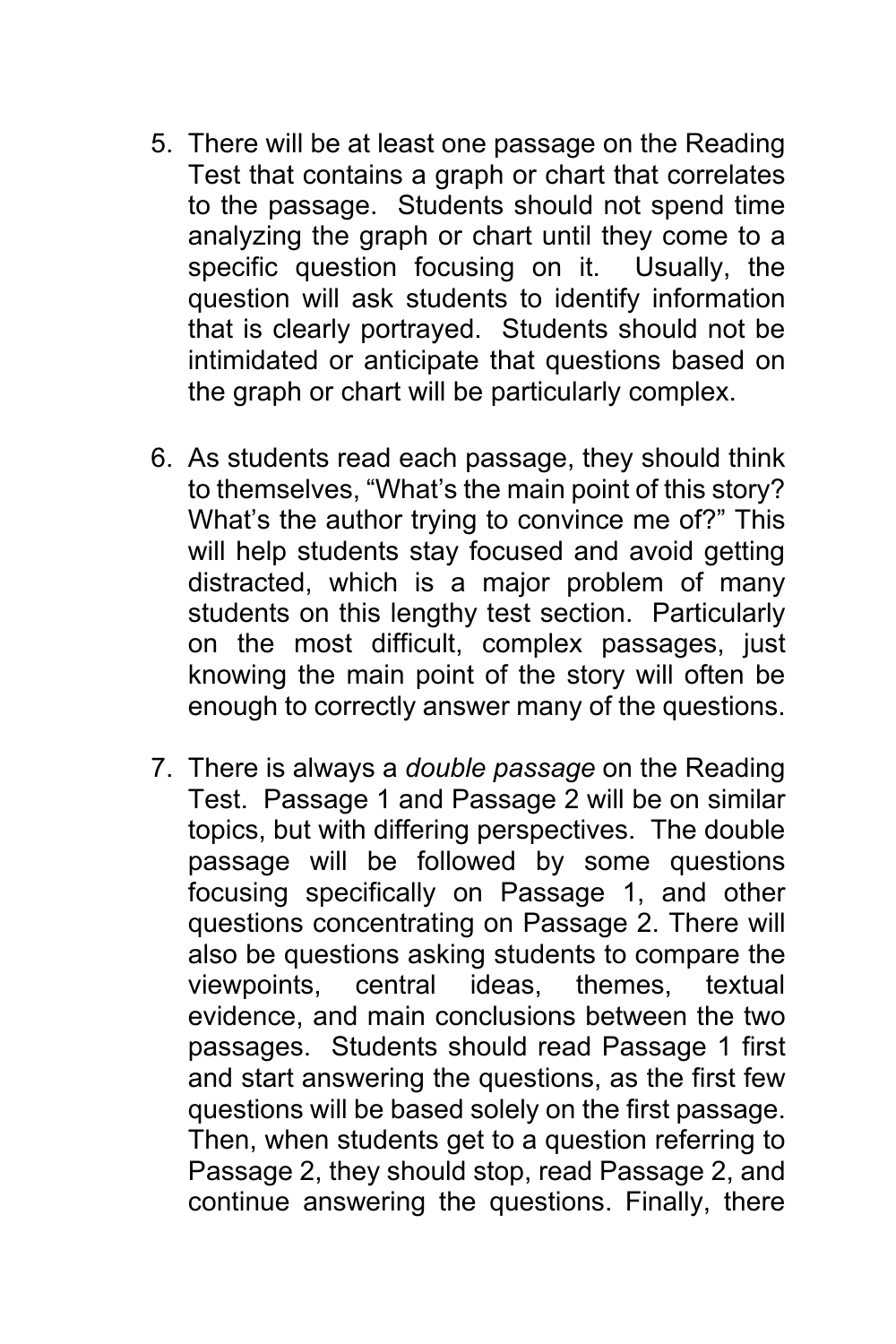5. There will be at least one passage on the Reading Test that contains a graph or chart that correlates to the passage. Students should not spend time analyzing the graph or chart until they come to a specific question focusing on it. Usually, the question will ask students to identify information that is clearly portrayed. Students should not be intimidated or anticipate that questions based on the graph or chart will be particularly complex.

6. As students read each passage, they should think to themselves, "What's the main point of this story? What's the author trying to convince me of?" This will help students stay focused and avoid getting distracted, which is a major problem of many students on this lengthy test section. Particularly on the most difficult, complex passages, just knowing the main point of the story will often be enough to correctly answer many of the questions.

7. There is always a *double passage* on the Reading Test. Passage 1 and Passage 2 will be on similar topics, but with differing perspectives. The double passage will be followed by some questions focusing specifically on Passage 1, and other questions concentrating on Passage 2. There will also be questions asking students to compare the viewpoints, central ideas, themes, textual evidence, and main conclusions between the two passages. Students should read Passage 1 first and start answering the questions, as the first few questions will be based solely on the first passage. Then, when students get to a question referring to Passage 2, they should stop, read Passage 2, and continue answering the questions. Finally, there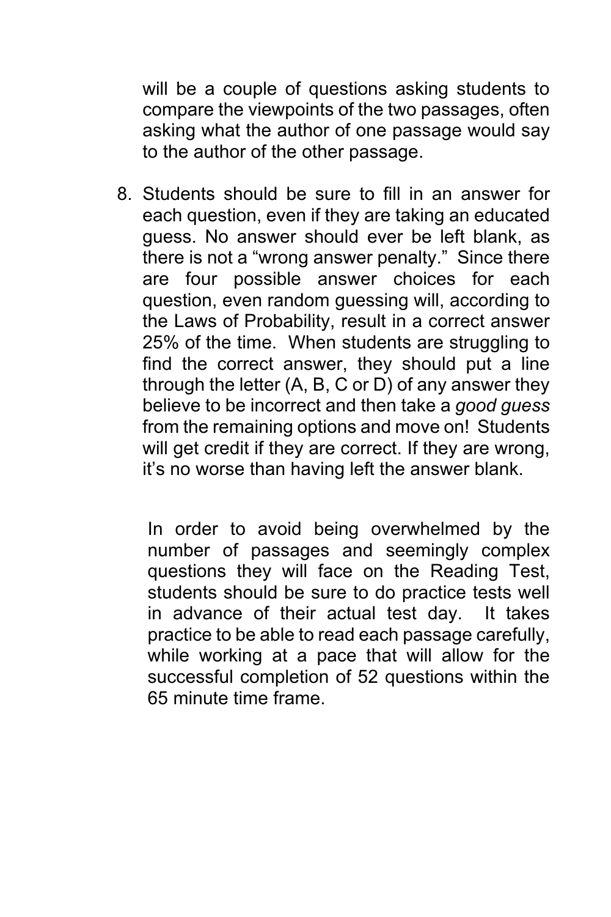will be a couple of questions asking students to compare the viewpoints of the two passages, often asking what the author of one passage would say to the author of the other passage.

8. Students should be sure to fill in an answer for each question, even if they are taking an educated guess. No answer should ever be left blank, as there is not a "wrong answer penalty." Since there are four possible answer choices for each question, even random guessing will, according to the Laws of Probability, result in a correct answer 25% of the time. When students are struggling to find the correct answer, they should put a line through the letter (A, B, C or D) of any answer they believe to be incorrect and then take a *good guess* from the remaining options and move on! Students will get credit if they are correct. If they are wrong, it's no worse than having left the answer blank.

In order to avoid being overwhelmed by the number of passages and seemingly complex questions they will face on the Reading Test, students should be sure to do practice tests well in advance of their actual test day. It takes practice to be able to read each passage carefully, while working at a pace that will allow for the successful completion of 52 questions within the 65 minute time frame.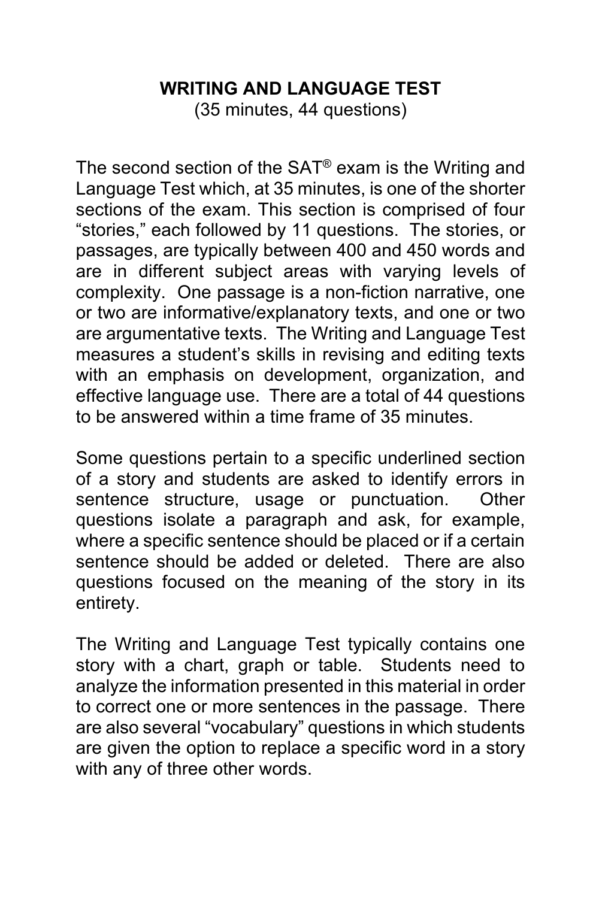## WRITING AND LANGUAGE TEST

(35 minutes, 44 questions)

The second section of the SAT® exam is the Writing and Language Test which, at 35 minutes, is one of the shorter sections of the exam. This section is comprised of four “stories,” each followed by 11 questions. The stories, or passages, are typically between 400 and 450 words and are in different subject areas with varying levels of complexity. One passage is a non-fiction narrative, one or two are informative/explanatory texts, and one or two are argumentative texts. The Writing and Language Test measures a student’s skills in revising and editing texts with an emphasis on development, organization, and effective language use. There are a total of 44 questions to be answered within a time frame of 35 minutes.

Some questions pertain to a specific underlined section of a story and students are asked to identify errors in sentence structure, usage or punctuation. Other questions isolate a paragraph and ask, for example, where a specific sentence should be placed or if a certain sentence should be added or deleted. There are also questions focused on the meaning of the story in its entirety.

The Writing and Language Test typically contains one story with a chart, graph or table. Students need to analyze the information presented in this material in order to correct one or more sentences in the passage. There are also several “vocabulary” questions in which students are given the option to replace a specific word in a story with any of three other words.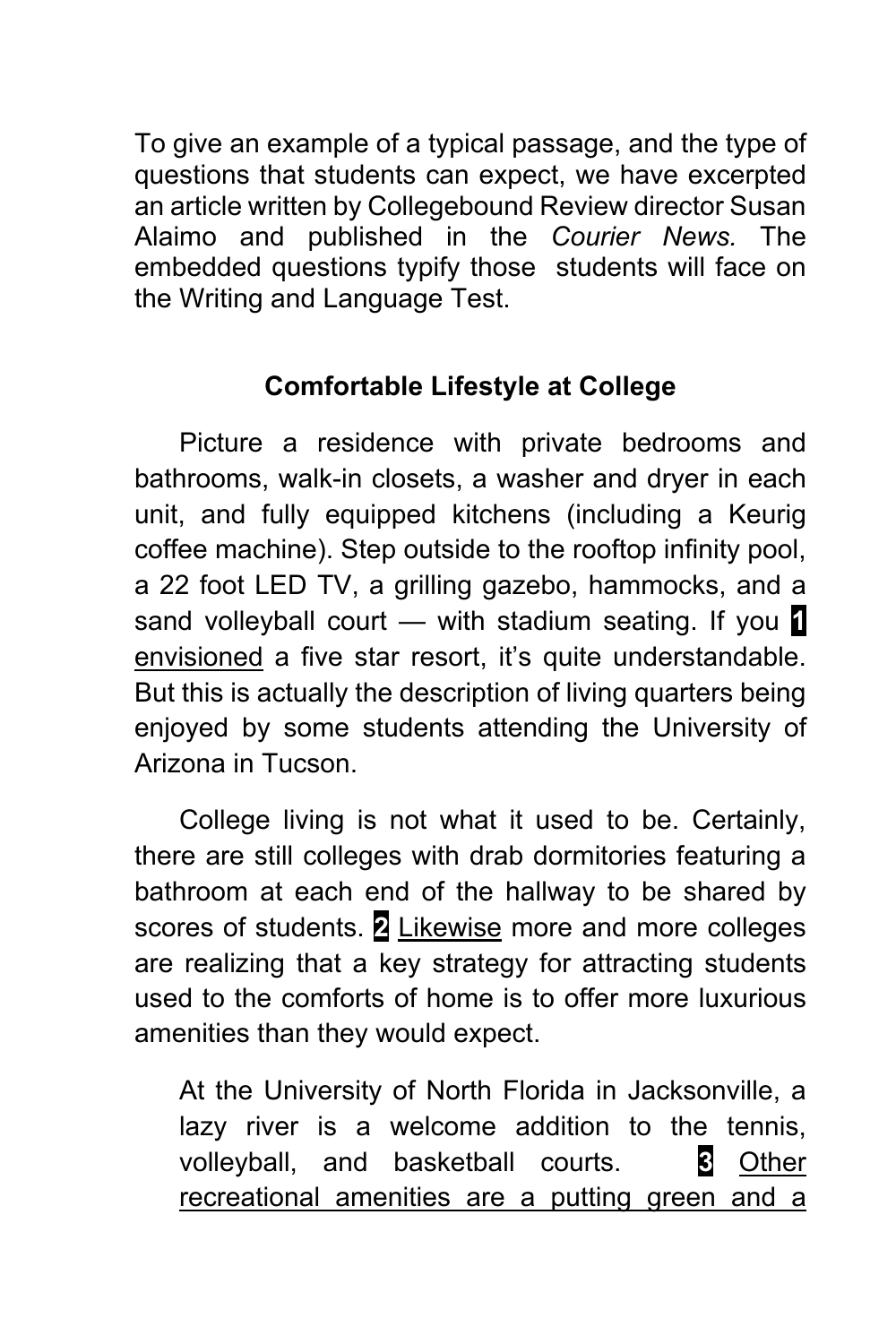To give an example of a typical passage, and the type of questions that students can expect, we have excerpted an article written by Collegebound Review director Susan Alaimo and published in the *Courier News.* The embedded questions typify those students will face on the Writing and Language Test.

## Comfortable Lifestyle at College

Picture a residence with private bedrooms and bathrooms, walk-in closets, a washer and dryer in each unit, and fully equipped kitchens (including a Keurig coffee machine). Step outside to the rooftop infinity pool, a 22 foot LED TV, a grilling gazebo, hammocks, and a sand volleyball court — with stadium seating. If you **1** <u>envisioned</u> a five star resort, it's quite understandable. But this is actually the description of living quarters being enjoyed by some students attending the University of Arizona in Tucson.

College living is not what it used to be. Certainly, there are still colleges with drab dormitories featuring a bathroom at each end of the hallway to be shared by scores of students. **2** <u>Likewise</u> more and more colleges are realizing that a key strategy for attracting students used to the comforts of home is to offer more luxurious amenities than they would expect.

At the University of North Florida in Jacksonville, a lazy river is a welcome addition to the tennis, volleyball, and basketball courts. **3** <u>Other recreational amenities are a putting green and a</u>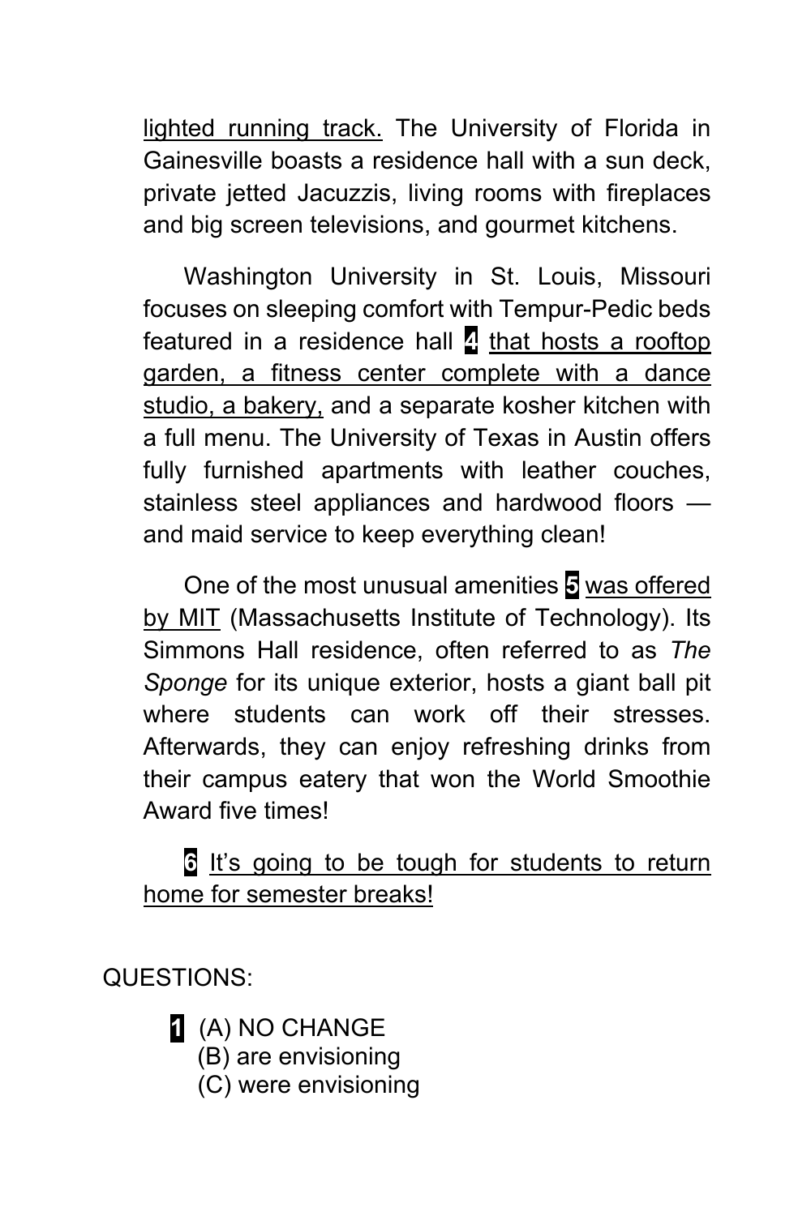<u>lighted running track.</u> The University of Florida in Gainesville boasts a residence hall with a sun deck, private jetted Jacuzzis, living rooms with fireplaces and big screen televisions, and gourmet kitchens.

Washington University in St. Louis, Missouri focuses on sleeping comfort with Tempur-Pedic beds featured in a residence hall **4** <u>that hosts a rooftop garden, a fitness center complete with a dance studio, a bakery,</u> and a separate kosher kitchen with a full menu. The University of Texas in Austin offers fully furnished apartments with leather couches, stainless steel appliances and hardwood floors — and maid service to keep everything clean!

One of the most unusual amenities **5** <u>was offered by MIT</u> (Massachusetts Institute of Technology). Its Simmons Hall residence, often referred to as *The Sponge* for its unique exterior, hosts a giant ball pit where students can work off their stresses. Afterwards, they can enjoy refreshing drinks from their campus eatery that won the World Smoothie Award five times!

**6** <u>It's going to be tough for students to return home for semester breaks!</u>

QUESTIONS:

**1** (A) NO CHANGE
(B) are envisioning
(C) were envisioning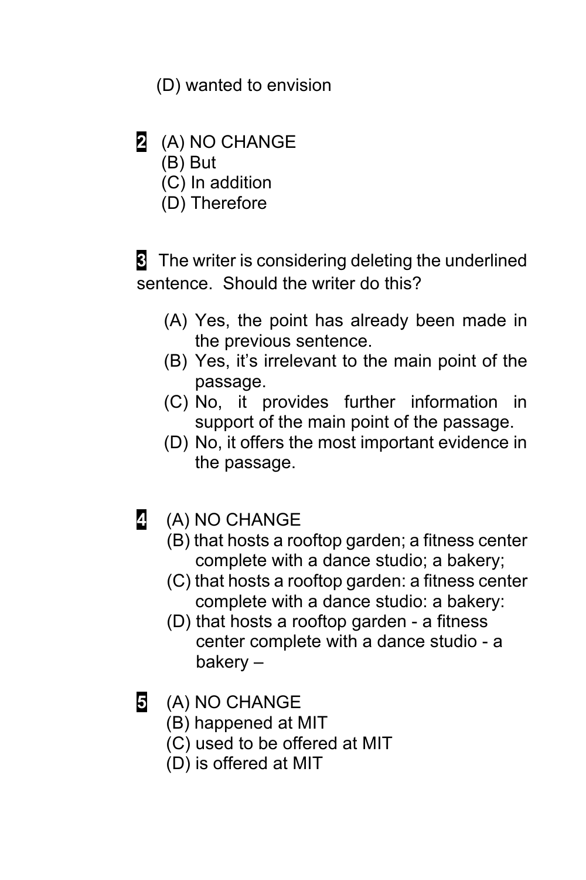(D) wanted to envision

**2** (A) NO CHANGE
(B) But
(C) In addition
(D) Therefore

**3** The writer is considering deleting the underlined sentence. Should the writer do this?

(A) Yes, the point has already been made in the previous sentence.
(B) Yes, it's irrelevant to the main point of the passage.
(C) No, it provides further information in support of the main point of the passage.
(D) No, it offers the most important evidence in the passage.

**4** (A) NO CHANGE
(B) that hosts a rooftop garden; a fitness center complete with a dance studio; a bakery;
(C) that hosts a rooftop garden: a fitness center complete with a dance studio: a bakery:
(D) that hosts a rooftop garden - a fitness center complete with a dance studio - a bakery –

**5** (A) NO CHANGE
(B) happened at MIT
(C) used to be offered at MIT
(D) is offered at MIT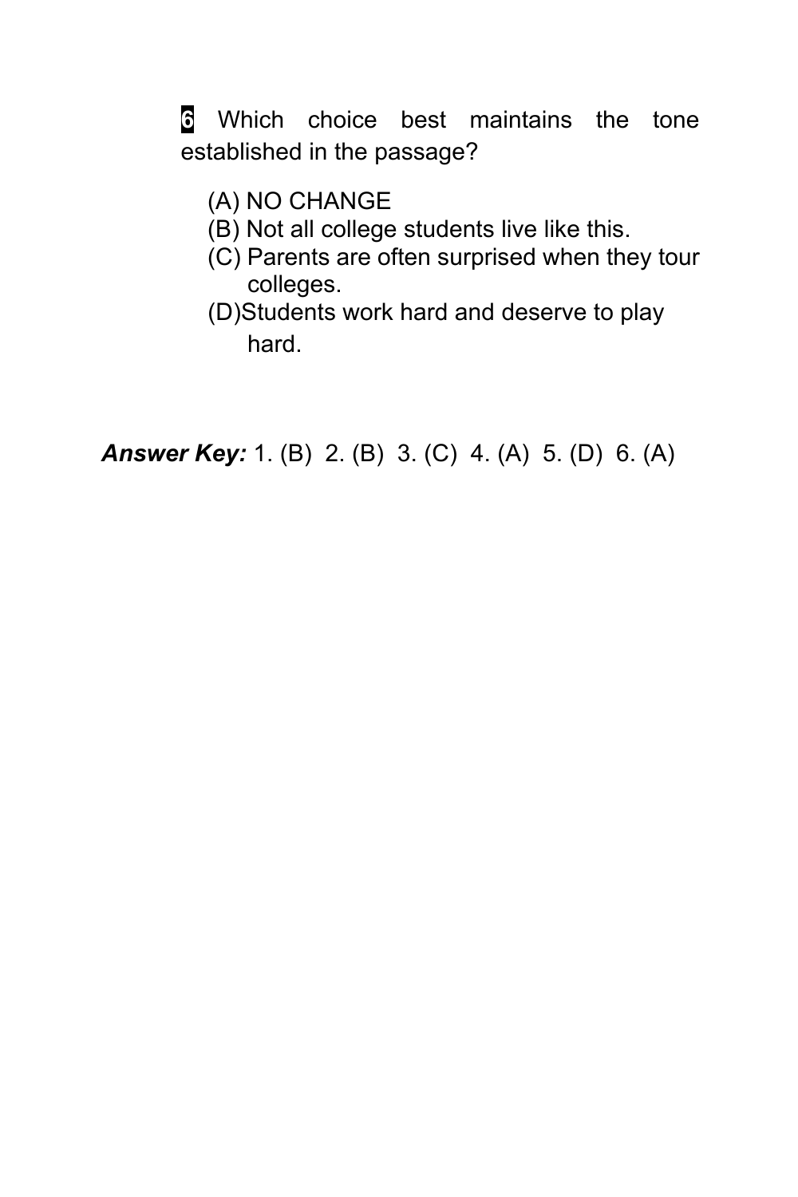**6** Which choice best maintains the tone established in the passage?

(A) NO CHANGE
(B) Not all college students live like this.
(C) Parents are often surprised when they tour colleges.
(D) Students work hard and deserve to play hard.

***Answer Key:*** 1. (B) 2. (B) 3. (C) 4. (A) 5. (D) 6. (A)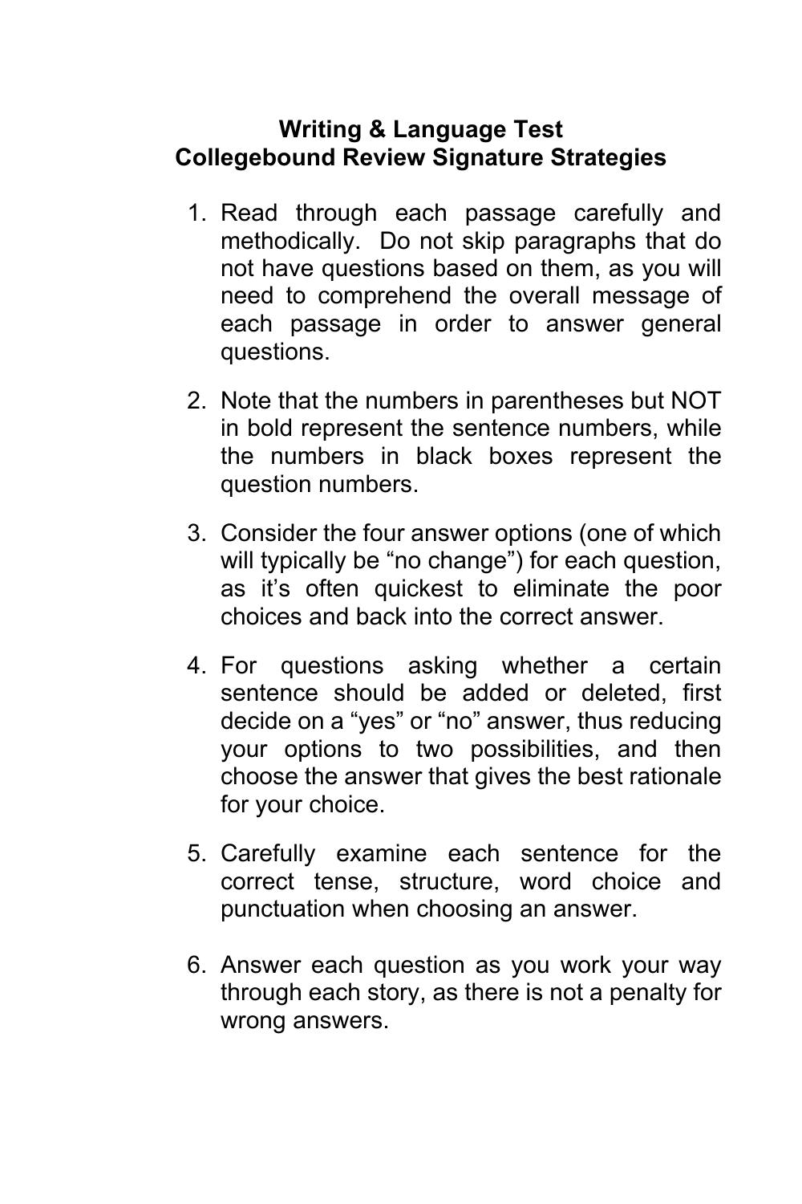# Writing & Language Test
## Collegebound Review Signature Strategies

1. Read through each passage carefully and methodically. Do not skip paragraphs that do not have questions based on them, as you will need to comprehend the overall message of each passage in order to answer general questions.

2. Note that the numbers in parentheses but NOT in bold represent the sentence numbers, while the numbers in black boxes represent the question numbers.

3. Consider the four answer options (one of which will typically be "no change") for each question, as it's often quickest to eliminate the poor choices and back into the correct answer.

4. For questions asking whether a certain sentence should be added or deleted, first decide on a "yes" or "no" answer, thus reducing your options to two possibilities, and then choose the answer that gives the best rationale for your choice.

5. Carefully examine each sentence for the correct tense, structure, word choice and punctuation when choosing an answer.

6. Answer each question as you work your way through each story, as there is not a penalty for wrong answers.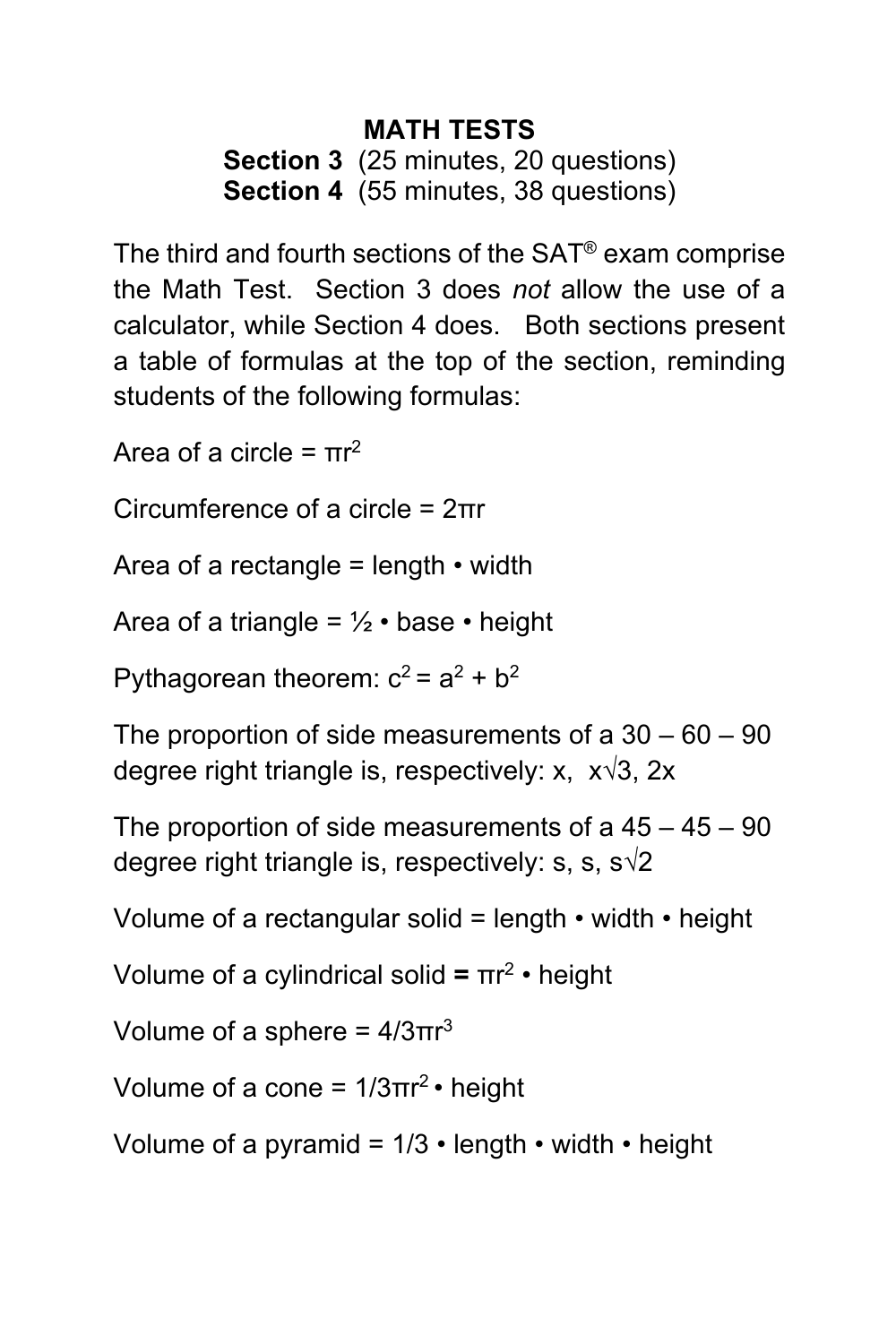# MATH TESTS

**Section 3** (25 minutes, 20 questions)
**Section 4** (55 minutes, 38 questions)

The third and fourth sections of the SAT® exam comprise the Math Test. Section 3 does *not* allow the use of a calculator, while Section 4 does. Both sections present a table of formulas at the top of the section, reminding students of the following formulas:

Area of a circle = $\pi r^2$

Circumference of a circle = $2\pi r$

Area of a rectangle = length • width

Area of a triangle = ½ • base • height

Pythagorean theorem: $c^2 = a^2 + b^2$

The proportion of side measurements of a 30 – 60 – 90 degree right triangle is, respectively: $x$, $x\sqrt{3}$, $2x$

The proportion of side measurements of a 45 – 45 – 90 degree right triangle is, respectively: $s$, $s$, $s\sqrt{2}$

Volume of a rectangular solid = length • width • height

Volume of a cylindrical solid **=** $\pi r^2$ • height

Volume of a sphere = $4/3\pi r^3$

Volume of a cone = $1/3\pi r^2$ • height

Volume of a pyramid = 1/3 • length • width • height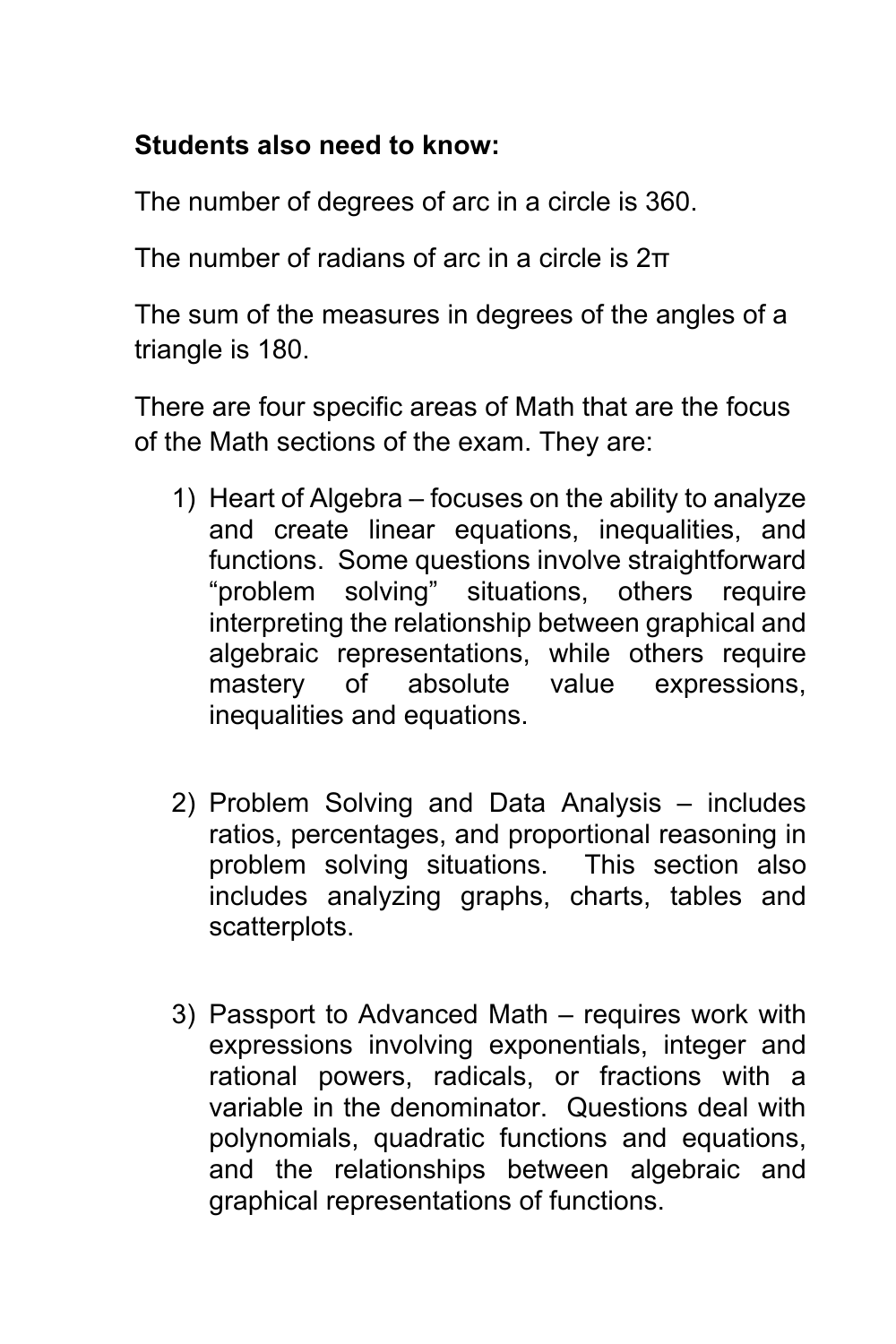**Students also need to know:**

The number of degrees of arc in a circle is 360.

The number of radians of arc in a circle is $2\pi$

The sum of the measures in degrees of the angles of a triangle is 180.

There are four specific areas of Math that are the focus of the Math sections of the exam. They are:

1) Heart of Algebra – focuses on the ability to analyze and create linear equations, inequalities, and functions. Some questions involve straightforward "problem solving" situations, others require interpreting the relationship between graphical and algebraic representations, while others require mastery of absolute value expressions, inequalities and equations.

2) Problem Solving and Data Analysis – includes ratios, percentages, and proportional reasoning in problem solving situations. This section also includes analyzing graphs, charts, tables and scatterplots.

3) Passport to Advanced Math – requires work with expressions involving exponentials, integer and rational powers, radicals, or fractions with a variable in the denominator. Questions deal with polynomials, quadratic functions and equations, and the relationships between algebraic and graphical representations of functions.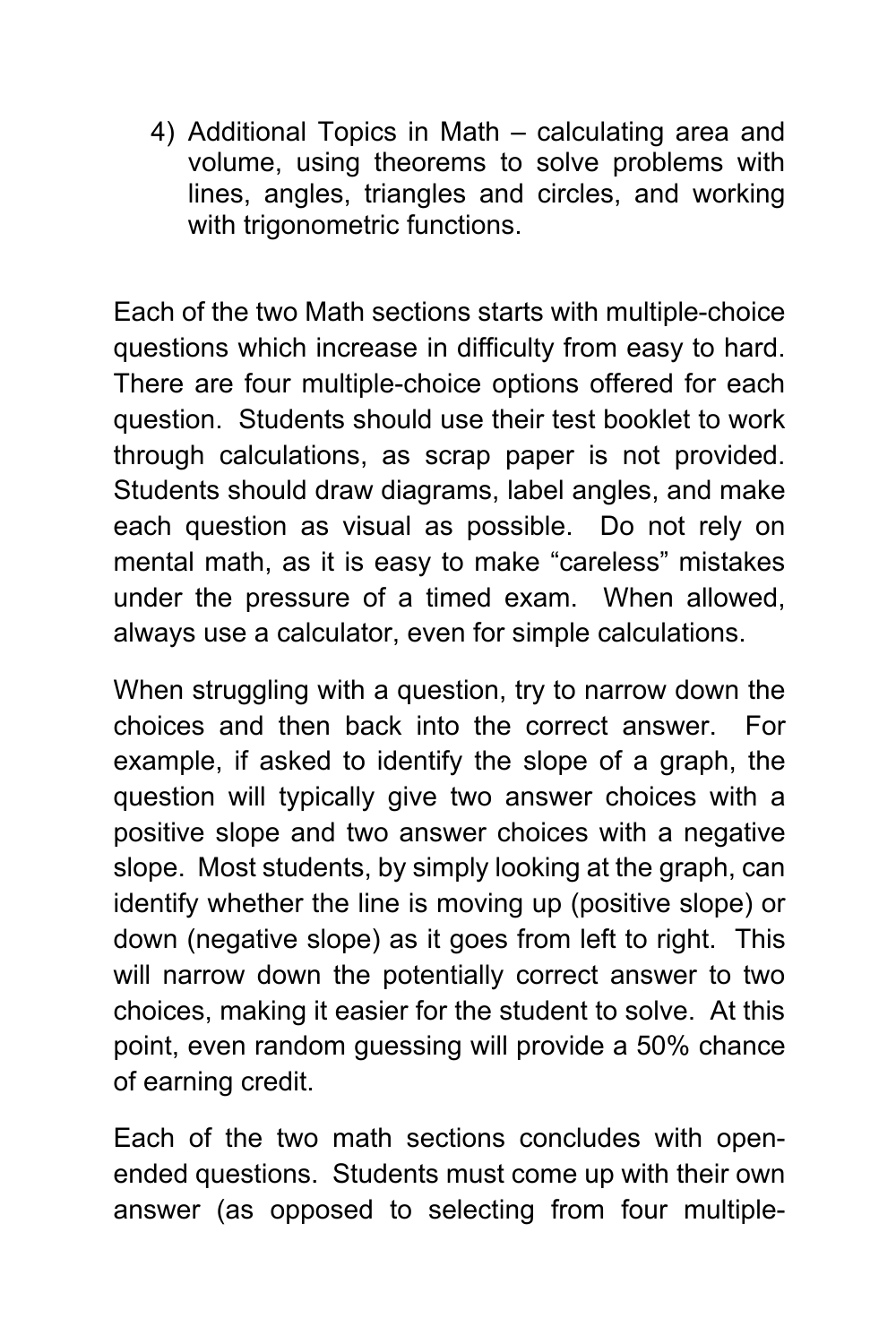4) Additional Topics in Math – calculating area and volume, using theorems to solve problems with lines, angles, triangles and circles, and working with trigonometric functions.

Each of the two Math sections starts with multiple-choice questions which increase in difficulty from easy to hard. There are four multiple-choice options offered for each question. Students should use their test booklet to work through calculations, as scrap paper is not provided. Students should draw diagrams, label angles, and make each question as visual as possible. Do not rely on mental math, as it is easy to make "careless" mistakes under the pressure of a timed exam. When allowed, always use a calculator, even for simple calculations.

When struggling with a question, try to narrow down the choices and then back into the correct answer. For example, if asked to identify the slope of a graph, the question will typically give two answer choices with a positive slope and two answer choices with a negative slope. Most students, by simply looking at the graph, can identify whether the line is moving up (positive slope) or down (negative slope) as it goes from left to right. This will narrow down the potentially correct answer to two choices, making it easier for the student to solve. At this point, even random guessing will provide a 50% chance of earning credit.

Each of the two math sections concludes with open-ended questions. Students must come up with their own answer (as opposed to selecting from four multiple-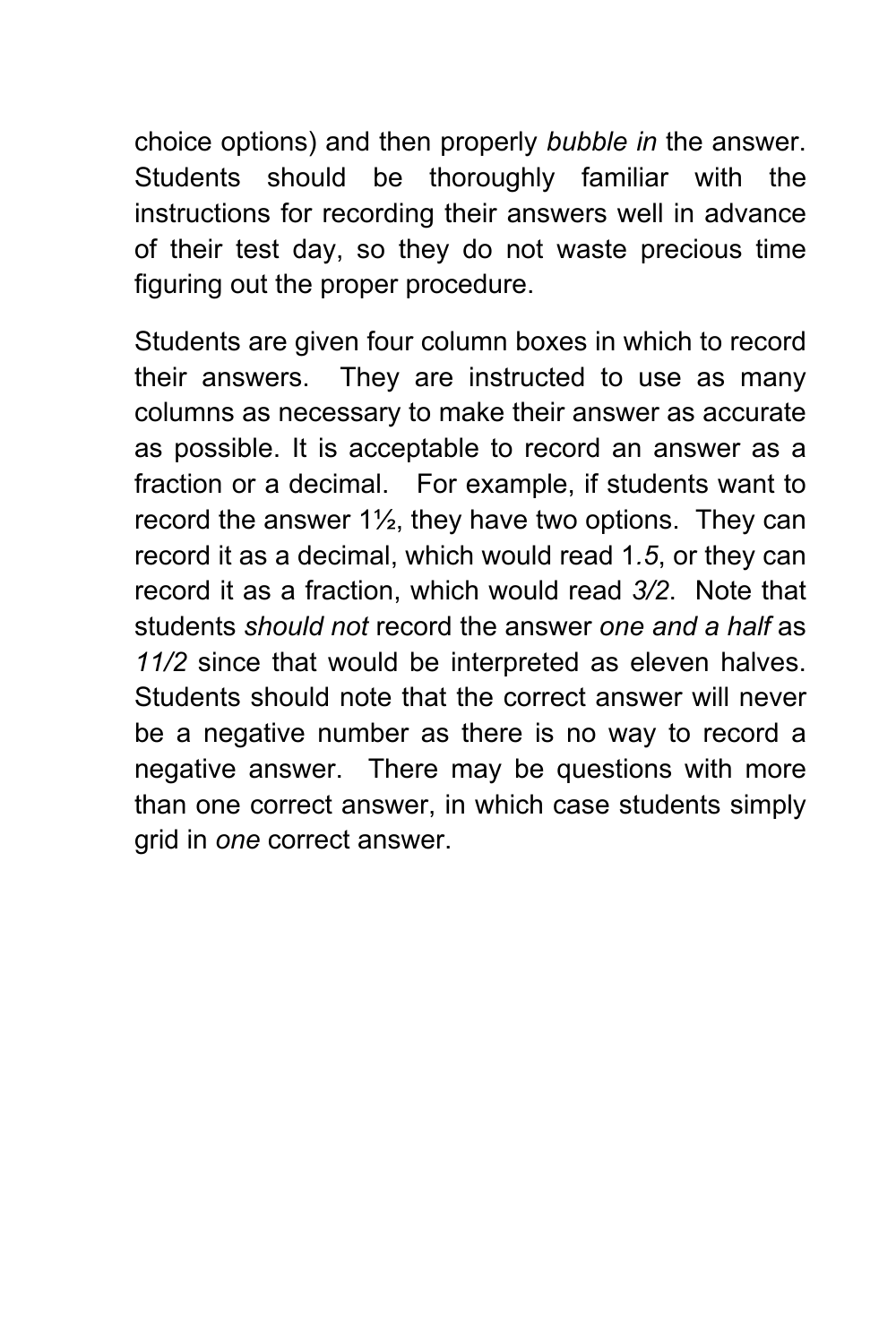choice options) and then properly *bubble in* the answer. Students should be thoroughly familiar with the instructions for recording their answers well in advance of their test day, so they do not waste precious time figuring out the proper procedure.

Students are given four column boxes in which to record their answers. They are instructed to use as many columns as necessary to make their answer as accurate as possible. It is acceptable to record an answer as a fraction or a decimal. For example, if students want to record the answer 1½, they have two options. They can record it as a decimal, which would read 1*.5*, or they can record it as a fraction, which would read *3/2*. Note that students *should not* record the answer *one and a half* as *11/2* since that would be interpreted as eleven halves. Students should note that the correct answer will never be a negative number as there is no way to record a negative answer. There may be questions with more than one correct answer, in which case students simply grid in *one* correct answer.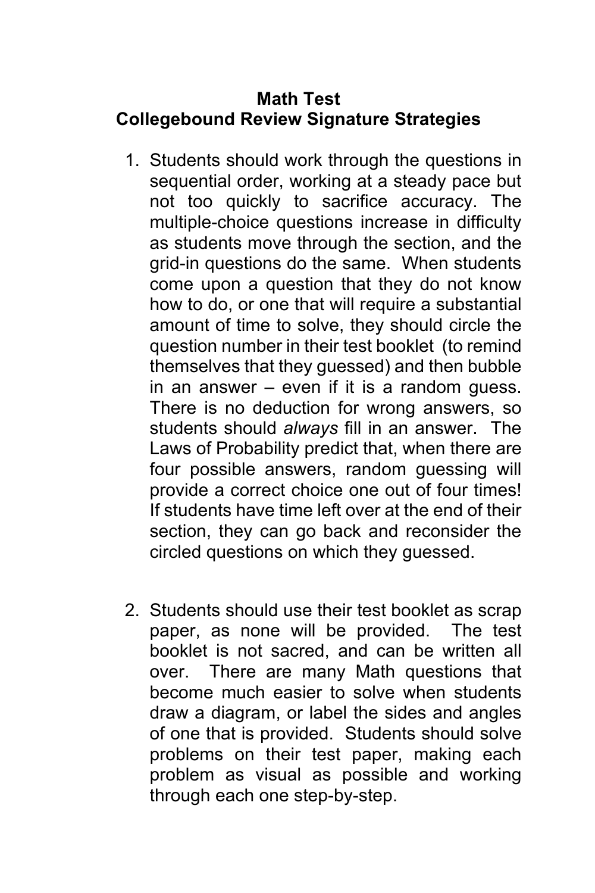# Math Test
## Collegebound Review Signature Strategies

1. Students should work through the questions in sequential order, working at a steady pace but not too quickly to sacrifice accuracy. The multiple-choice questions increase in difficulty as students move through the section, and the grid-in questions do the same. When students come upon a question that they do not know how to do, or one that will require a substantial amount of time to solve, they should circle the question number in their test booklet (to remind themselves that they guessed) and then bubble in an answer – even if it is a random guess. There is no deduction for wrong answers, so students should *always* fill in an answer. The Laws of Probability predict that, when there are four possible answers, random guessing will provide a correct choice one out of four times! If students have time left over at the end of their section, they can go back and reconsider the circled questions on which they guessed.

2. Students should use their test booklet as scrap paper, as none will be provided. The test booklet is not sacred, and can be written all over. There are many Math questions that become much easier to solve when students draw a diagram, or label the sides and angles of one that is provided. Students should solve problems on their test paper, making each problem as visual as possible and working through each one step-by-step.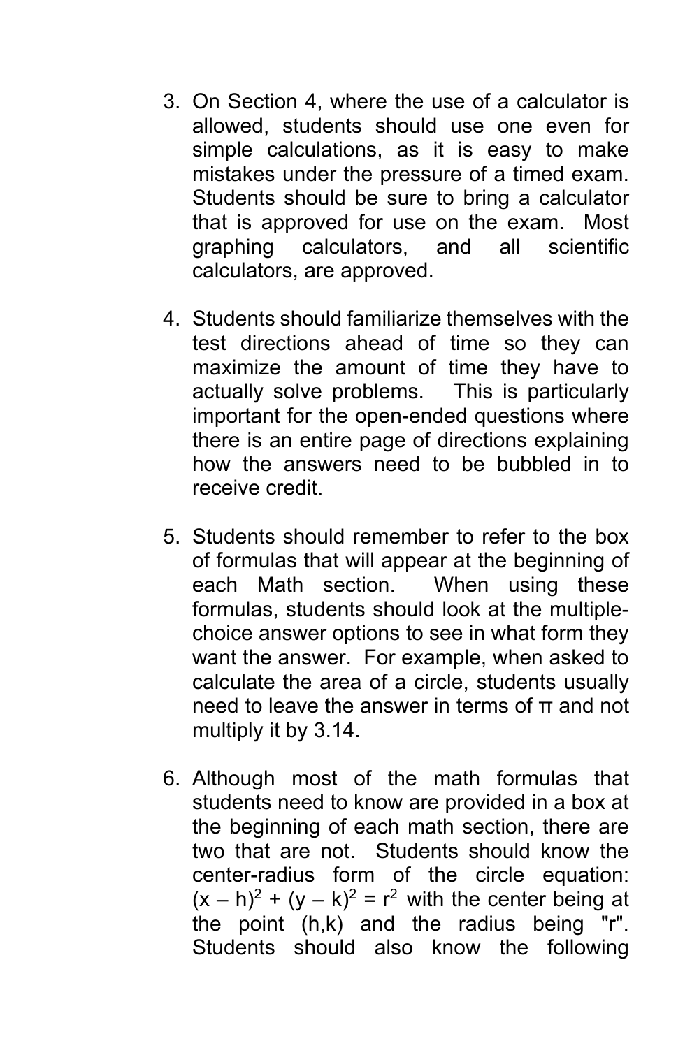3. On Section 4, where the use of a calculator is allowed, students should use one even for simple calculations, as it is easy to make mistakes under the pressure of a timed exam. Students should be sure to bring a calculator that is approved for use on the exam. Most graphing calculators, and all scientific calculators, are approved.

4. Students should familiarize themselves with the test directions ahead of time so they can maximize the amount of time they have to actually solve problems. This is particularly important for the open-ended questions where there is an entire page of directions explaining how the answers need to be bubbled in to receive credit.

5. Students should remember to refer to the box of formulas that will appear at the beginning of each Math section. When using these formulas, students should look at the multiple-choice answer options to see in what form they want the answer. For example, when asked to calculate the area of a circle, students usually need to leave the answer in terms of $\pi$ and not multiply it by 3.14.

6. Although most of the math formulas that students need to know are provided in a box at the beginning of each math section, there are two that are not. Students should know the center-radius form of the circle equation: $(x - h)^2 + (y - k)^2 = r^2$ with the center being at the point $(h,k)$ and the radius being "r". Students should also know the following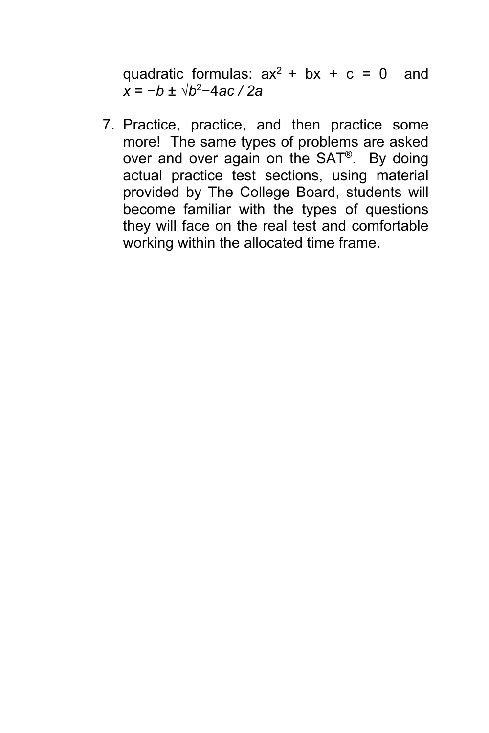quadratic formulas: $ax^2 + bx + c = 0$ and $x = -b \pm \sqrt{b^2 - 4ac} / 2a$

7. Practice, practice, and then practice some more! The same types of problems are asked over and over again on the SAT®. By doing actual practice test sections, using material provided by The College Board, students will become familiar with the types of questions they will face on the real test and comfortable working within the allocated time frame.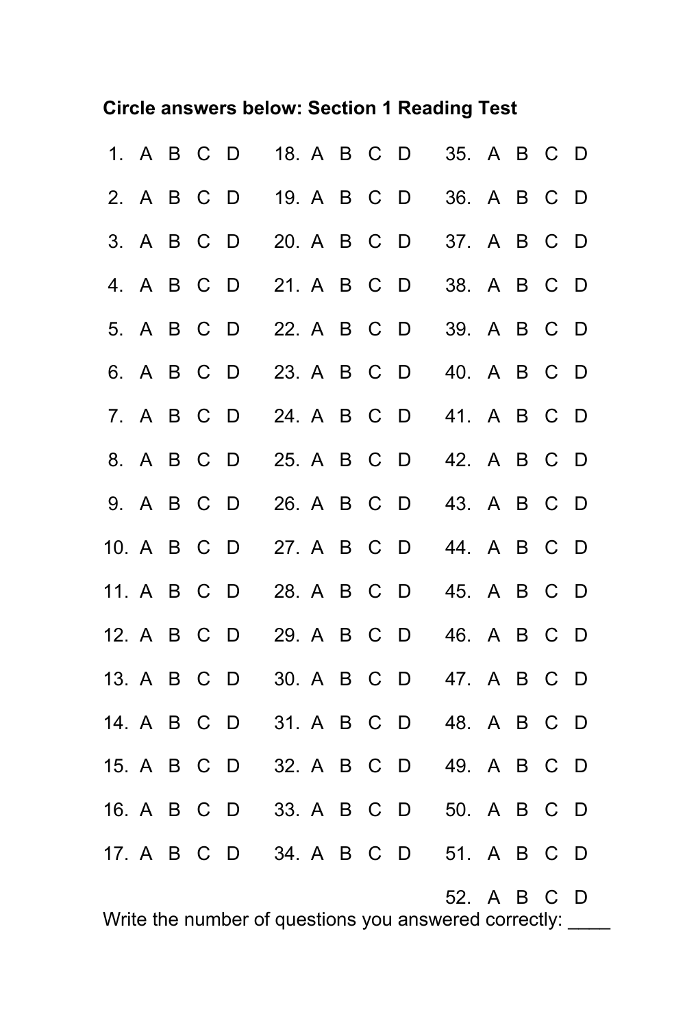**Circle answers below: Section 1 Reading Test**

| | | |
|---|---|---|
| 1. A B C D | 18. A B C D | 35. A B C D |
| 2. A B C D | 19. A B C D | 36. A B C D |
| 3. A B C D | 20. A B C D | 37. A B C D |
| 4. A B C D | 21. A B C D | 38. A B C D |
| 5. A B C D | 22. A B C D | 39. A B C D |
| 6. A B C D | 23. A B C D | 40. A B C D |
| 7. A B C D | 24. A B C D | 41. A B C D |
| 8. A B C D | 25. A B C D | 42. A B C D |
| 9. A B C D | 26. A B C D | 43. A B C D |
| 10. A B C D | 27. A B C D | 44. A B C D |
| 11. A B C D | 28. A B C D | 45. A B C D |
| 12. A B C D | 29. A B C D | 46. A B C D |
| 13. A B C D | 30. A B C D | 47. A B C D |
| 14. A B C D | 31. A B C D | 48. A B C D |
| 15. A B C D | 32. A B C D | 49. A B C D |
| 16. A B C D | 33. A B C D | 50. A B C D |
| 17. A B C D | 34. A B C D | 51. A B C D |
| | | 52. A B C D |

Write the number of questions you answered correctly: ____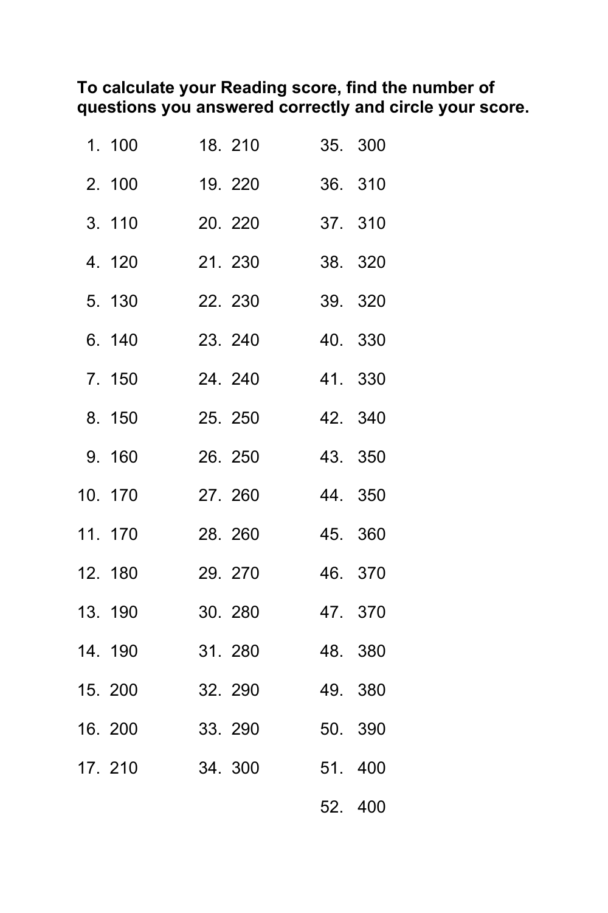**To calculate your Reading score, find the number of questions you answered correctly and circle your score.**

1. 100
2. 100
3. 110
4. 120
5. 130
6. 140
7. 150
8. 150
9. 160
10. 170
11. 170
12. 180
13. 190
14. 190
15. 200
16. 200
17. 210
18. 210
19. 220
20. 220
21. 230
22. 230
23. 240
24. 240
25. 250
26. 250
27. 260
28. 260
29. 270
30. 280
31. 280
32. 290
33. 290
34. 300
35. 300
36. 310
37. 310
38. 320
39. 320
40. 330
41. 330
42. 340
43. 350
44. 350
45. 360
46. 370
47. 370
48. 380
49. 380
50. 390
51. 400
52. 400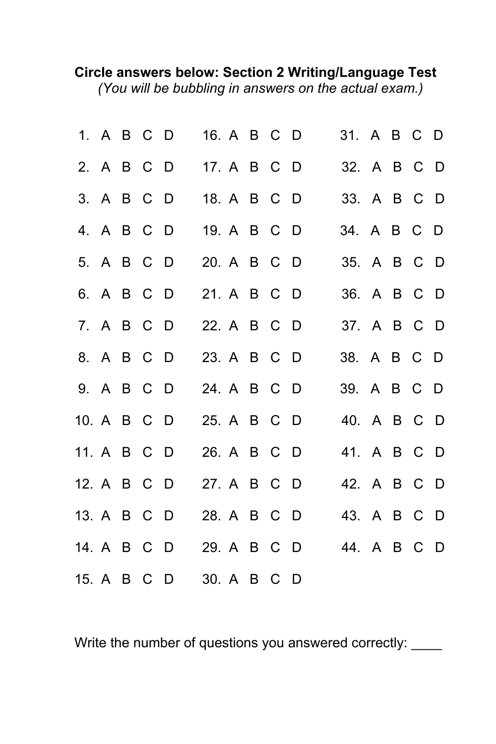**Circle answers below: Section 2 Writing/Language Test**

*(You will be bubbling in answers on the actual exam.)*

| | | |
|---|---|---|
| 1. A B C D | 16. A B C D | 31. A B C D |
| 2. A B C D | 17. A B C D | 32. A B C D |
| 3. A B C D | 18. A B C D | 33. A B C D |
| 4. A B C D | 19. A B C D | 34. A B C D |
| 5. A B C D | 20. A B C D | 35. A B C D |
| 6. A B C D | 21. A B C D | 36. A B C D |
| 7. A B C D | 22. A B C D | 37. A B C D |
| 8. A B C D | 23. A B C D | 38. A B C D |
| 9. A B C D | 24. A B C D | 39. A B C D |
| 10. A B C D | 25. A B C D | 40. A B C D |
| 11. A B C D | 26. A B C D | 41. A B C D |
| 12. A B C D | 27. A B C D | 42. A B C D |
| 13. A B C D | 28. A B C D | 43. A B C D |
| 14. A B C D | 29. A B C D | 44. A B C D |
| 15. A B C D | 30. A B C D | |

Write the number of questions you answered correctly: ____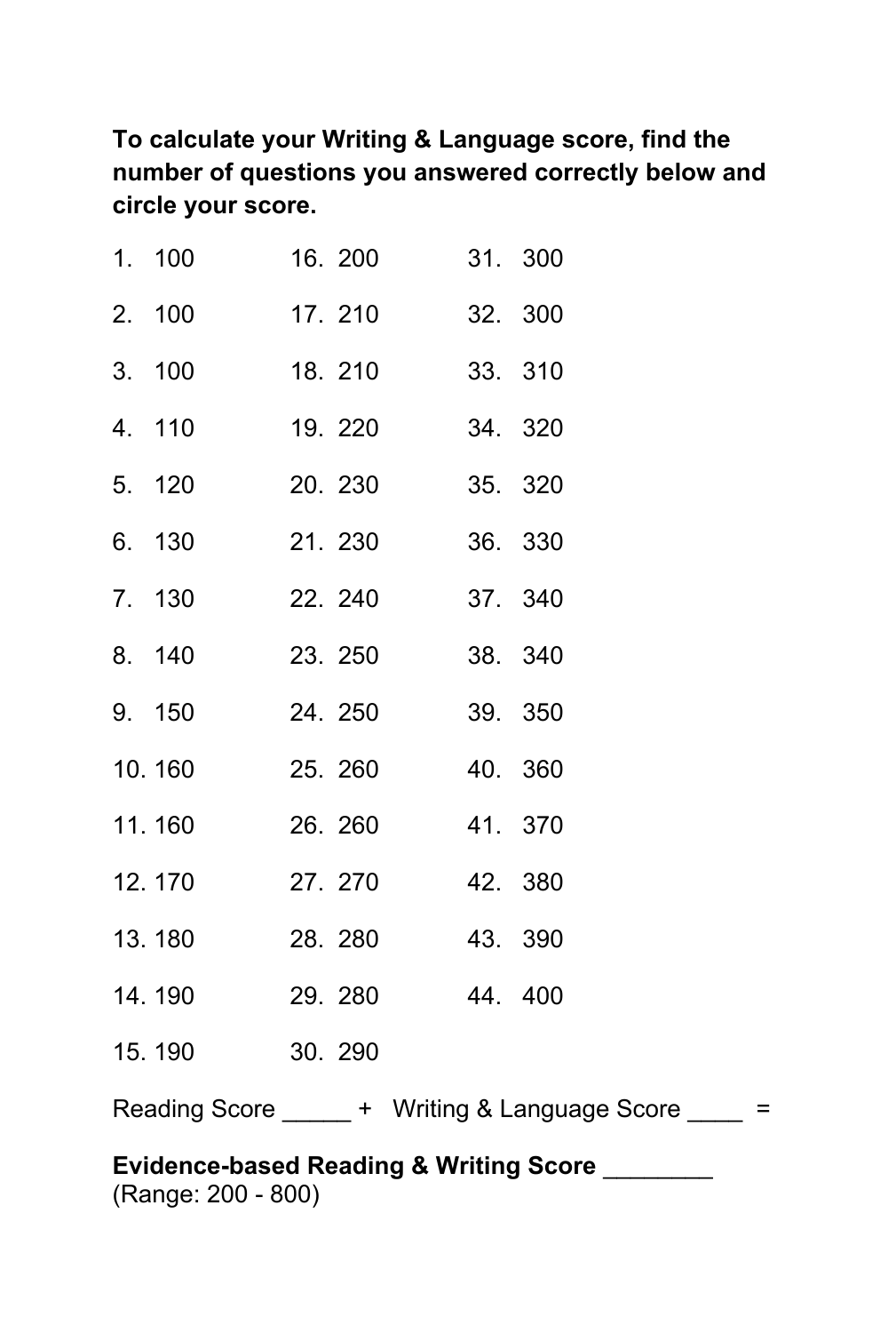**To calculate your Writing & Language score, find the number of questions you answered correctly below and circle your score.**

| | | |
|---|---|---|
| 1. 100 | 16. 200 | 31. 300 |
| 2. 100 | 17. 210 | 32. 300 |
| 3. 100 | 18. 210 | 33. 310 |
| 4. 110 | 19. 220 | 34. 320 |
| 5. 120 | 20. 230 | 35. 320 |
| 6. 130 | 21. 230 | 36. 330 |
| 7. 130 | 22. 240 | 37. 340 |
| 8. 140 | 23. 250 | 38. 340 |
| 9. 150 | 24. 250 | 39. 350 |
| 10. 160 | 25. 260 | 40. 360 |
| 11. 160 | 26. 260 | 41. 370 |
| 12. 170 | 27. 270 | 42. 380 |
| 13. 180 | 28. 280 | 43. 390 |
| 14. 190 | 29. 280 | 44. 400 |
| 15. 190 | 30. 290 | |

Reading Score _____ + Writing & Language Score ____ =

**Evidence-based Reading & Writing Score ________**
(Range: 200 - 800)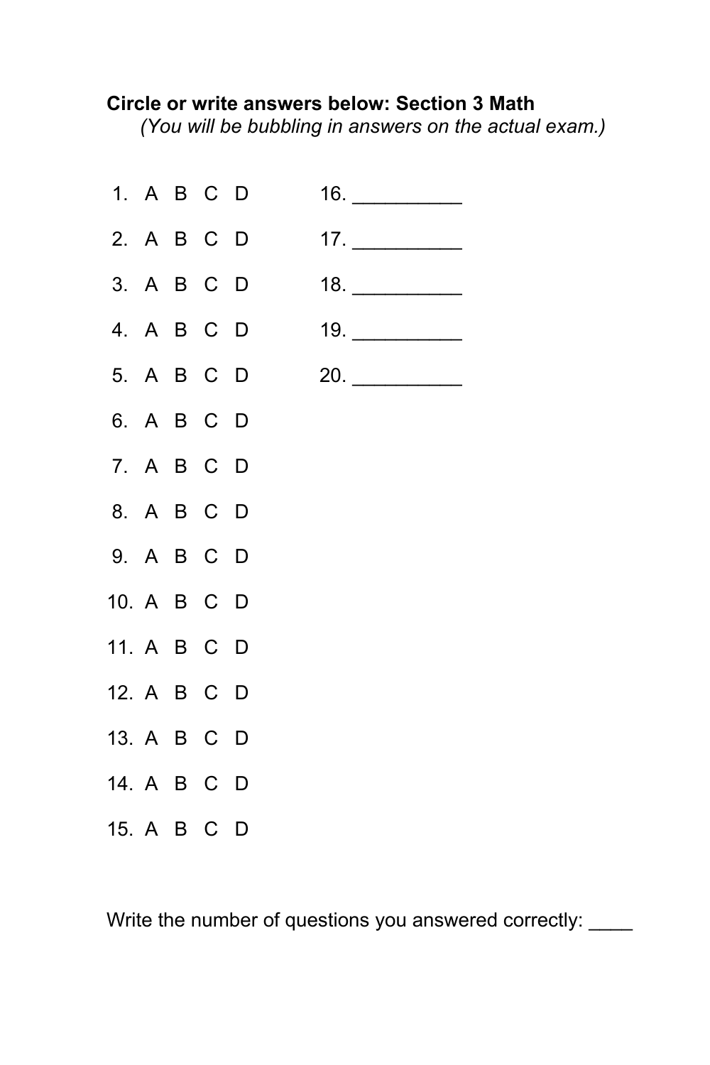**Circle or write answers below: Section 3 Math**

*(You will be bubbling in answers on the actual exam.)*

1. A B C D
2. A B C D
3. A B C D
4. A B C D
5. A B C D
6. A B C D
7. A B C D
8. A B C D
9. A B C D
10. A B C D
11. A B C D
12. A B C D
13. A B C D
14. A B C D
15. A B C D

16. __________

17. __________

18. __________

19. __________

20. __________

Write the number of questions you answered correctly: ____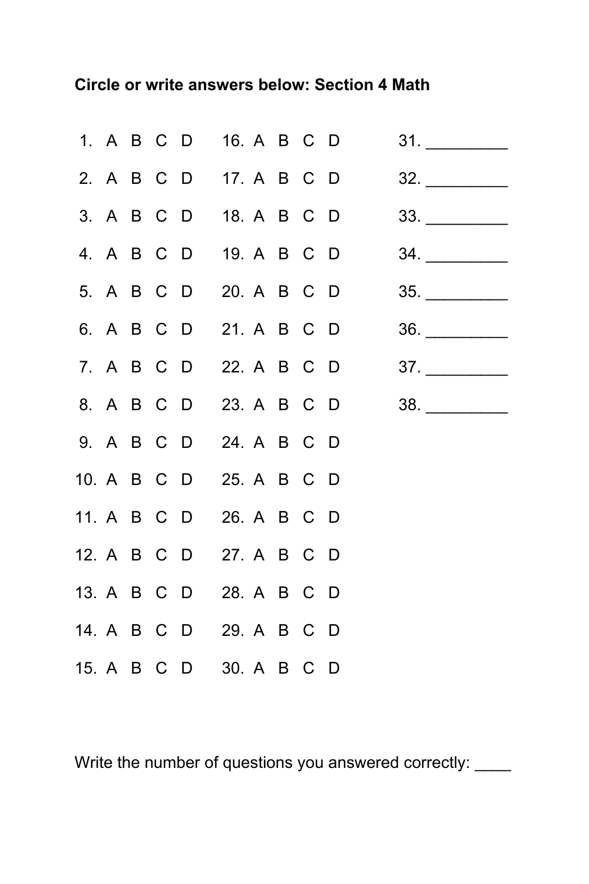**Circle or write answers below: Section 4 Math**

| | | |
|---|---|---|
| 1. A B C D | 16. A B C D | 31. _________ |
| 2. A B C D | 17. A B C D | 32. _________ |
| 3. A B C D | 18. A B C D | 33. _________ |
| 4. A B C D | 19. A B C D | 34. _________ |
| 5. A B C D | 20. A B C D | 35. _________ |
| 6. A B C D | 21. A B C D | 36. _________ |
| 7. A B C D | 22. A B C D | 37. _________ |
| 8. A B C D | 23. A B C D | 38. _________ |
| 9. A B C D | 24. A B C D | |
| 10. A B C D | 25. A B C D | |
| 11. A B C D | 26. A B C D | |
| 12. A B C D | 27. A B C D | |
| 13. A B C D | 28. A B C D | |
| 14. A B C D | 29. A B C D | |
| 15. A B C D | 30. A B C D | |

Write the number of questions you answered correctly: ____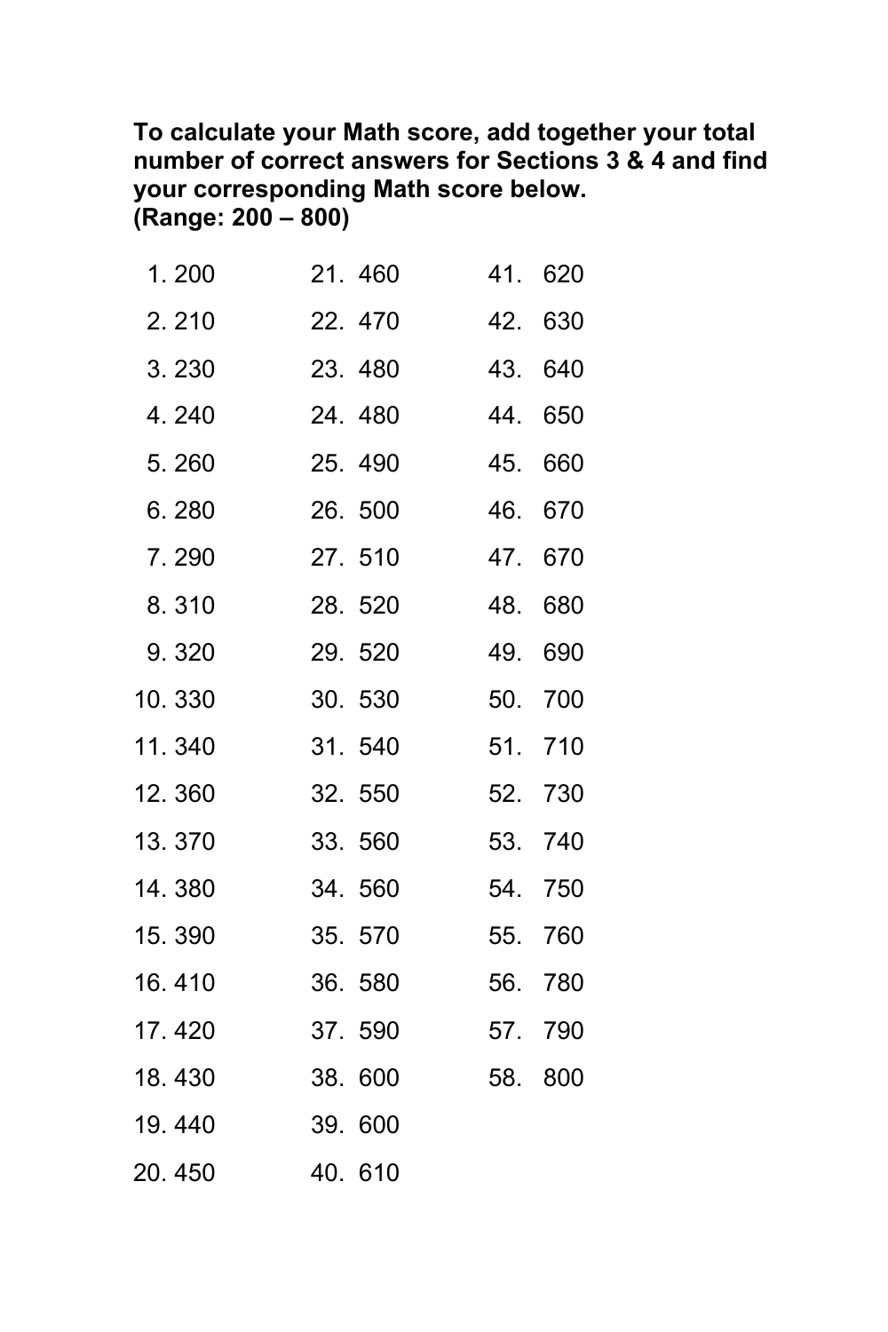**To calculate your Math score, add together your total number of correct answers for Sections 3 & 4 and find your corresponding Math score below.**
**(Range: 200 – 800)**

| | | | | | |
|---|---|---|---|---|---|
| 1. | 200 | 21. | 460 | 41. | 620 |
| 2. | 210 | 22. | 470 | 42. | 630 |
| 3. | 230 | 23. | 480 | 43. | 640 |
| 4. | 240 | 24. | 480 | 44. | 650 |
| 5. | 260 | 25. | 490 | 45. | 660 |
| 6. | 280 | 26. | 500 | 46. | 670 |
| 7. | 290 | 27. | 510 | 47. | 670 |
| 8. | 310 | 28. | 520 | 48. | 680 |
| 9. | 320 | 29. | 520 | 49. | 690 |
| 10. | 330 | 30. | 530 | 50. | 700 |
| 11. | 340 | 31. | 540 | 51. | 710 |
| 12. | 360 | 32. | 550 | 52. | 730 |
| 13. | 370 | 33. | 560 | 53. | 740 |
| 14. | 380 | 34. | 560 | 54. | 750 |
| 15. | 390 | 35. | 570 | 55. | 760 |
| 16. | 410 | 36. | 580 | 56. | 780 |
| 17. | 420 | 37. | 590 | 57. | 790 |
| 18. | 430 | 38. | 600 | 58. | 800 |
| 19. | 440 | 39. | 600 | | |
| 20. | 450 | 40. | 610 | | |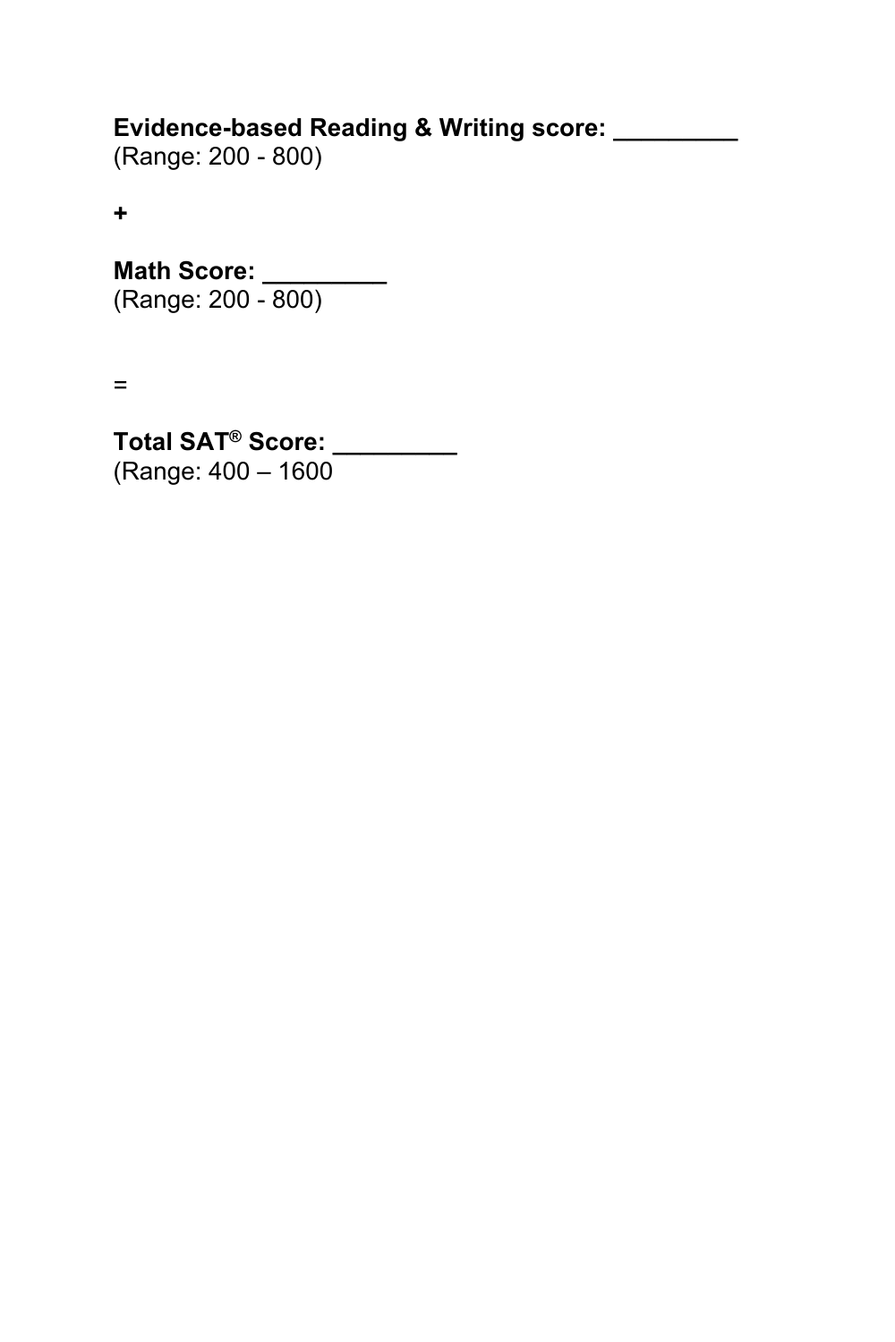**Evidence-based Reading & Writing score: _________**
(Range: 200 - 800)

**+**

**Math Score: _________**
(Range: 200 - 800)

=

**Total SAT® Score: _________**
(Range: 400 – 1600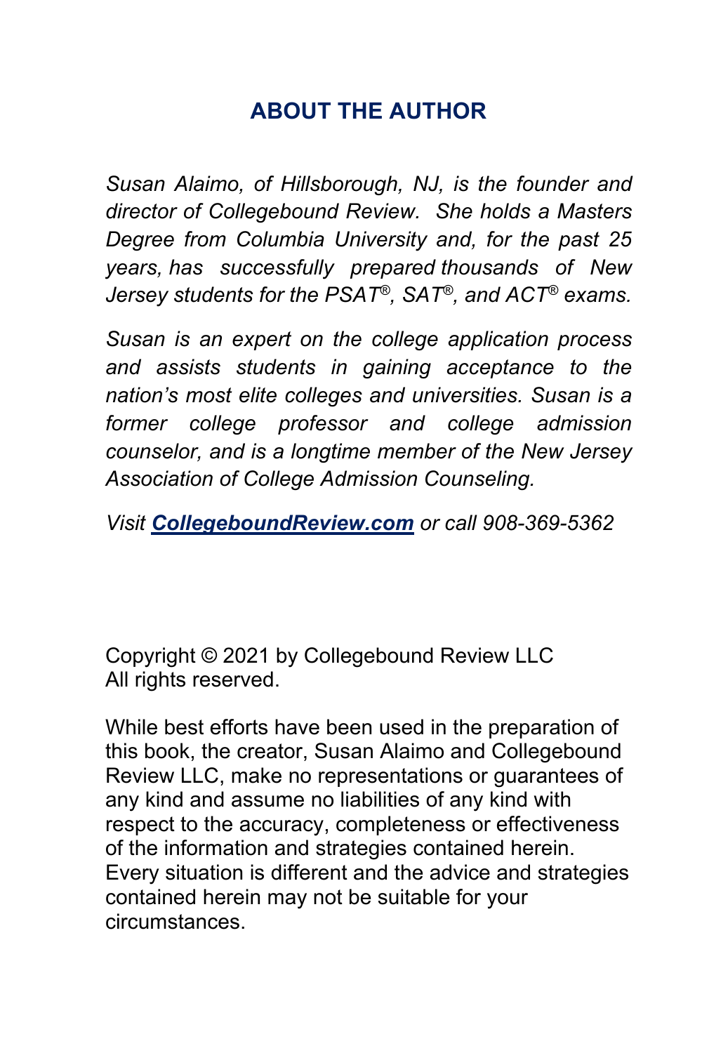## ABOUT THE AUTHOR

*Susan Alaimo, of Hillsborough, NJ, is the founder and director of Collegebound Review. She holds a Masters Degree from Columbia University and, for the past 25 years, has successfully prepared thousands of New Jersey students for the PSAT®, SAT®, and ACT® exams.*

*Susan is an expert on the college application process and assists students in gaining acceptance to the nation's most elite colleges and universities. Susan is a former college professor and college admission counselor, and is a longtime member of the New Jersey Association of College Admission Counseling.*

*Visit* ***CollegeboundReview.com*** *or call 908-369-5362*

Copyright © 2021 by Collegebound Review LLC
All rights reserved.

While best efforts have been used in the preparation of this book, the creator, Susan Alaimo and Collegebound Review LLC, make no representations or guarantees of any kind and assume no liabilities of any kind with respect to the accuracy, completeness or effectiveness of the information and strategies contained herein. Every situation is different and the advice and strategies contained herein may not be suitable for your circumstances.